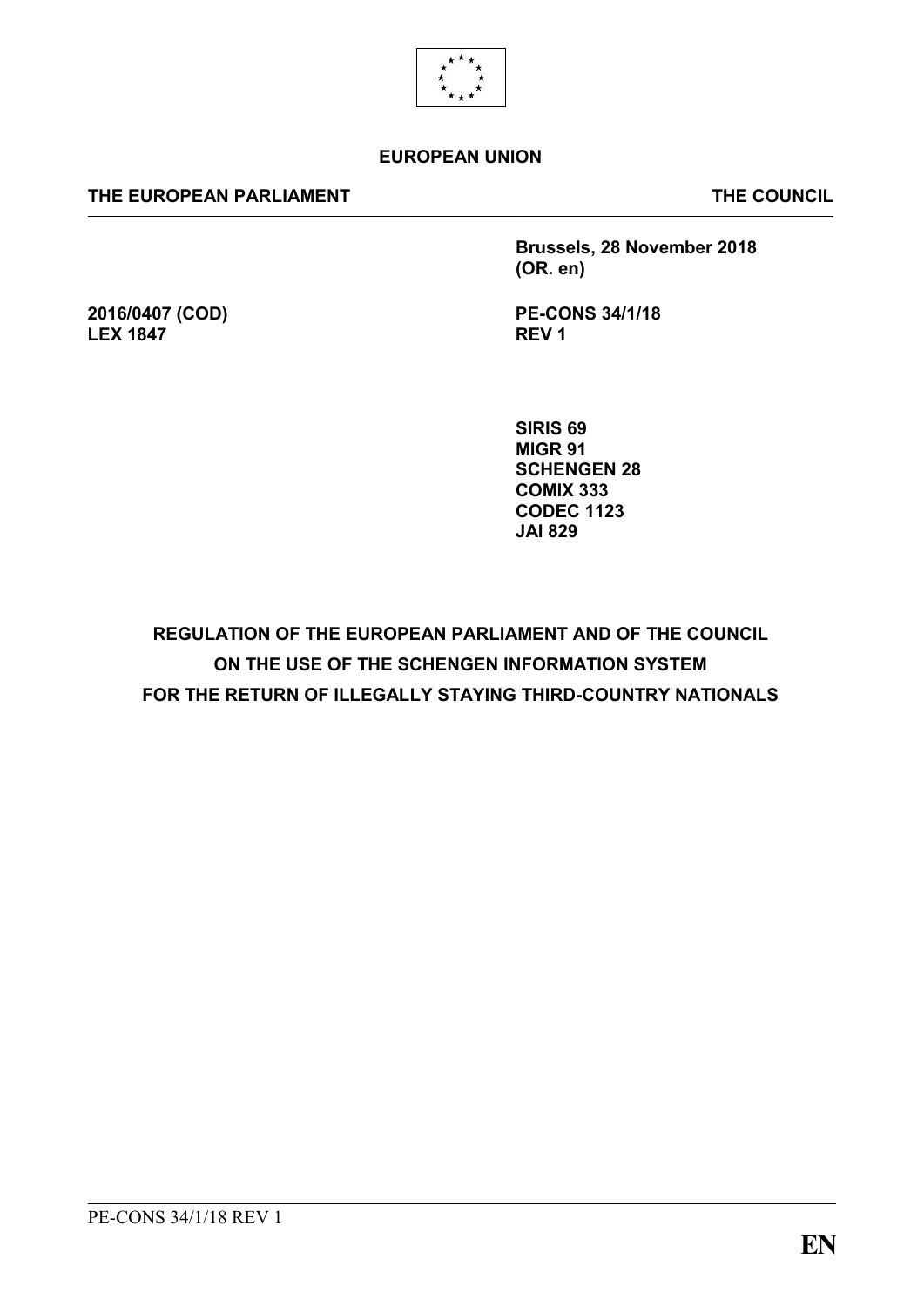**EUROPEAN UNION**

**THE EUROPEAN PARLIAMENT** **THE COUNCIL**

**Brussels, 28 November 2018**
**(OR. en)**

**2016/0407 (COD)**
**LEX 1847**

**PE-CONS 34/1/18**
**REV 1**

**SIRIS 69**
**MIGR 91**
**SCHENGEN 28**
**COMIX 333**
**CODEC 1123**
**JAI 829**

# REGULATION OF THE EUROPEAN PARLIAMENT AND OF THE COUNCIL ON THE USE OF THE SCHENGEN INFORMATION SYSTEM FOR THE RETURN OF ILLEGALLY STAYING THIRD-COUNTRY NATIONALS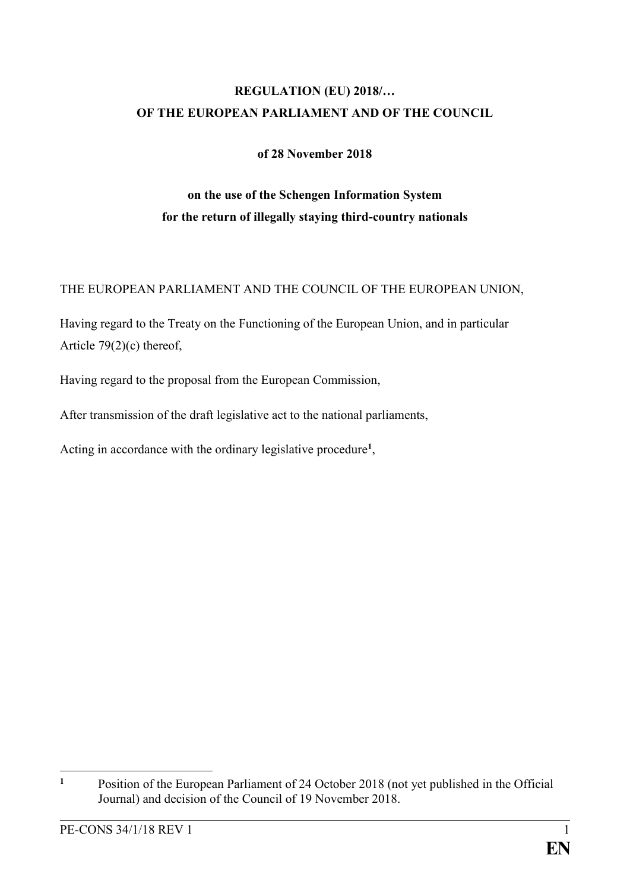**REGULATION (EU) 2018/…**
**OF THE EUROPEAN PARLIAMENT AND OF THE COUNCIL**

**of 28 November 2018**

**on the use of the Schengen Information System**
**for the return of illegally staying third-country nationals**

THE EUROPEAN PARLIAMENT AND THE COUNCIL OF THE EUROPEAN UNION,

Having regard to the Treaty on the Functioning of the European Union, and in particular Article 79(2)(c) thereof,

Having regard to the proposal from the European Commission,

After transmission of the draft legislative act to the national parliaments,

Acting in accordance with the ordinary legislative procedure[1],

---

[1] Position of the European Parliament of 24 October 2018 (not yet published in the Official Journal) and decision of the Council of 19 November 2018.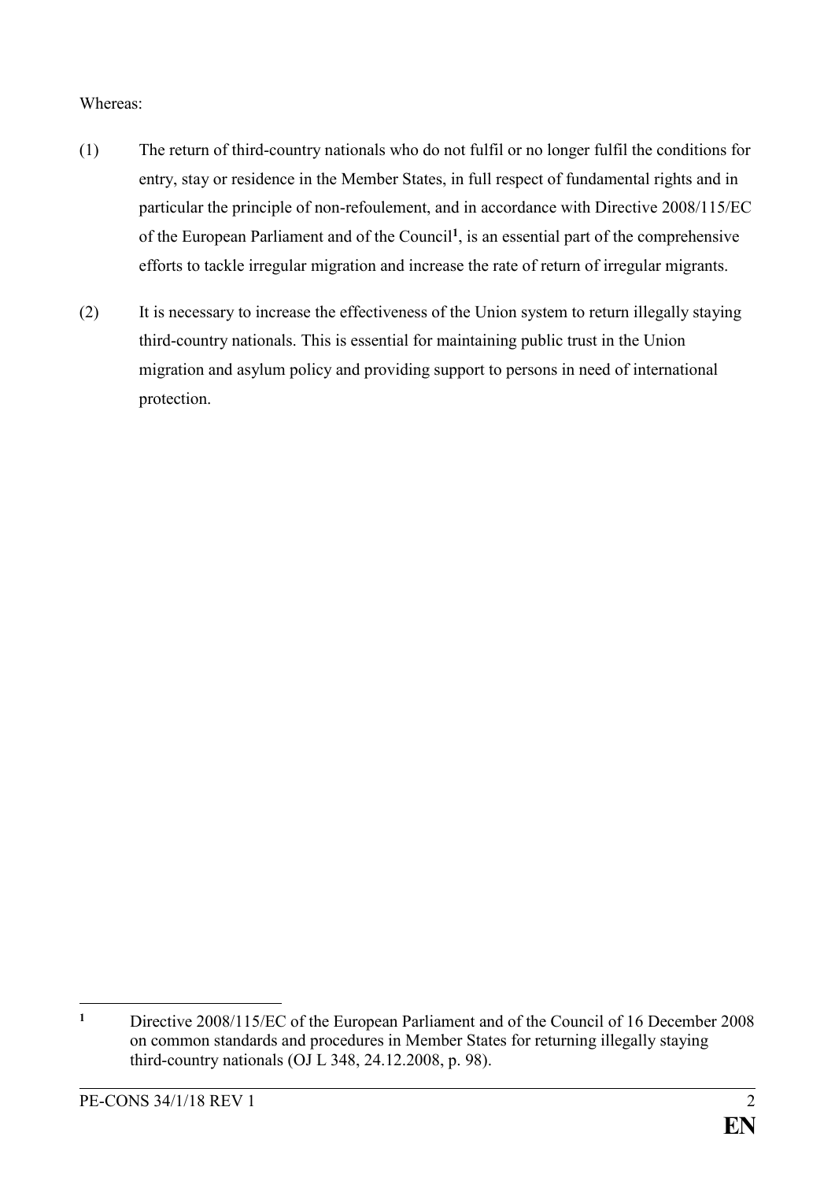Whereas:

(1) The return of third-country nationals who do not fulfil or no longer fulfil the conditions for entry, stay or residence in the Member States, in full respect of fundamental rights and in particular the principle of non-refoulement, and in accordance with Directive 2008/115/EC of the European Parliament and of the Council[1], is an essential part of the comprehensive efforts to tackle irregular migration and increase the rate of return of irregular migrants.

(2) It is necessary to increase the effectiveness of the Union system to return illegally staying third-country nationals. This is essential for maintaining public trust in the Union migration and asylum policy and providing support to persons in need of international protection.

---

[1] Directive 2008/115/EC of the European Parliament and of the Council of 16 December 2008 on common standards and procedures in Member States for returning illegally staying third-country nationals (OJ L 348, 24.12.2008, p. 98).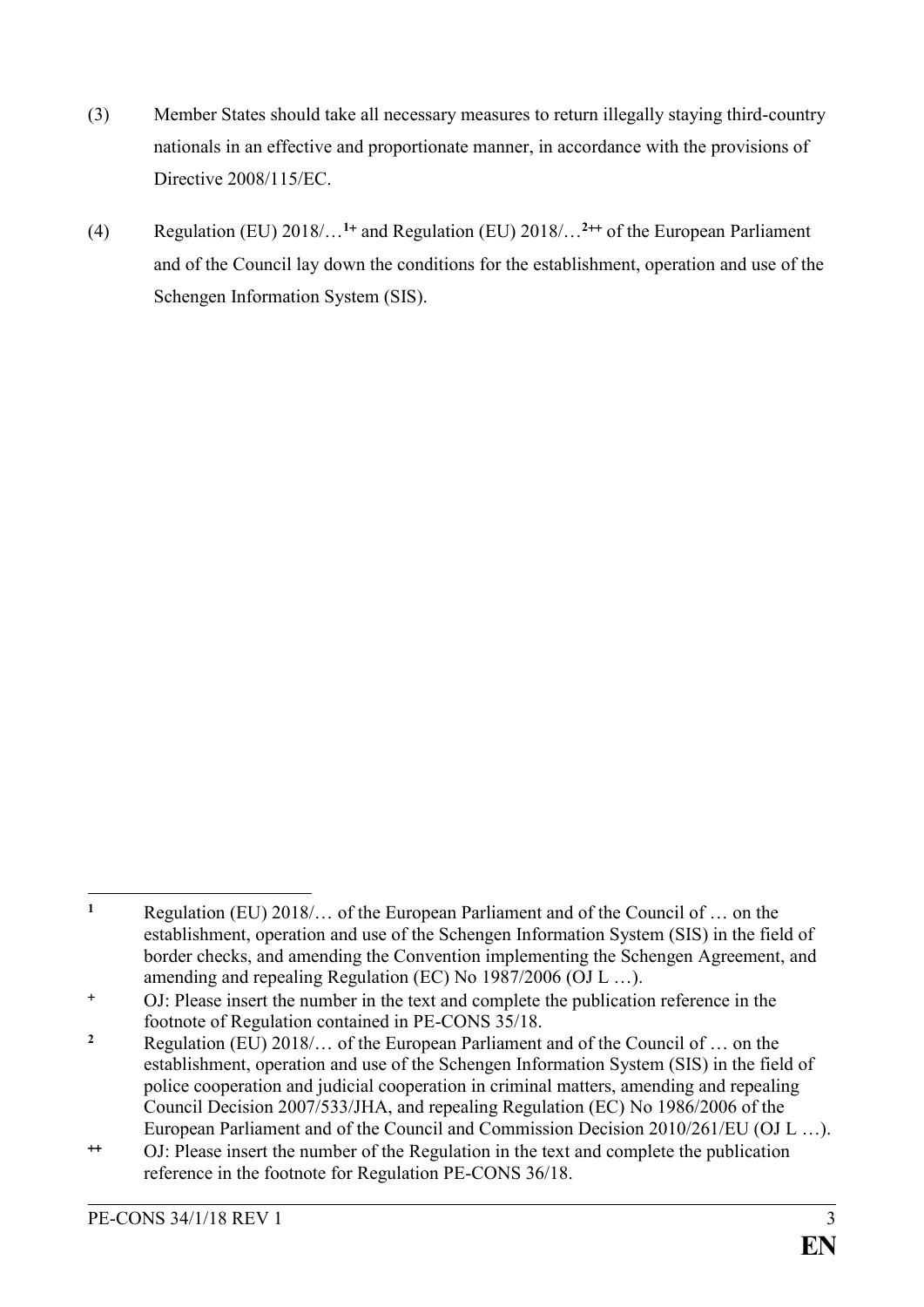(3) Member States should take all necessary measures to return illegally staying third-country nationals in an effective and proportionate manner, in accordance with the provisions of Directive 2008/115/EC.

(4) Regulation (EU) 2018/…[1+] and Regulation (EU) 2018/…[2++] of the European Parliament and of the Council lay down the conditions for the establishment, operation and use of the Schengen Information System (SIS).

---

[1] Regulation (EU) 2018/… of the European Parliament and of the Council of … on the establishment, operation and use of the Schengen Information System (SIS) in the field of border checks, and amending the Convention implementing the Schengen Agreement, and amending and repealing Regulation (EC) No 1987/2006 (OJ L …).

[+] OJ: Please insert the number in the text and complete the publication reference in the footnote of Regulation contained in PE-CONS 35/18.

[2] Regulation (EU) 2018/… of the European Parliament and of the Council of … on the establishment, operation and use of the Schengen Information System (SIS) in the field of police cooperation and judicial cooperation in criminal matters, amending and repealing Council Decision 2007/533/JHA, and repealing Regulation (EC) No 1986/2006 of the European Parliament and of the Council and Commission Decision 2010/261/EU (OJ L …).

[++] OJ: Please insert the number of the Regulation in the text and complete the publication reference in the footnote for Regulation PE-CONS 36/18.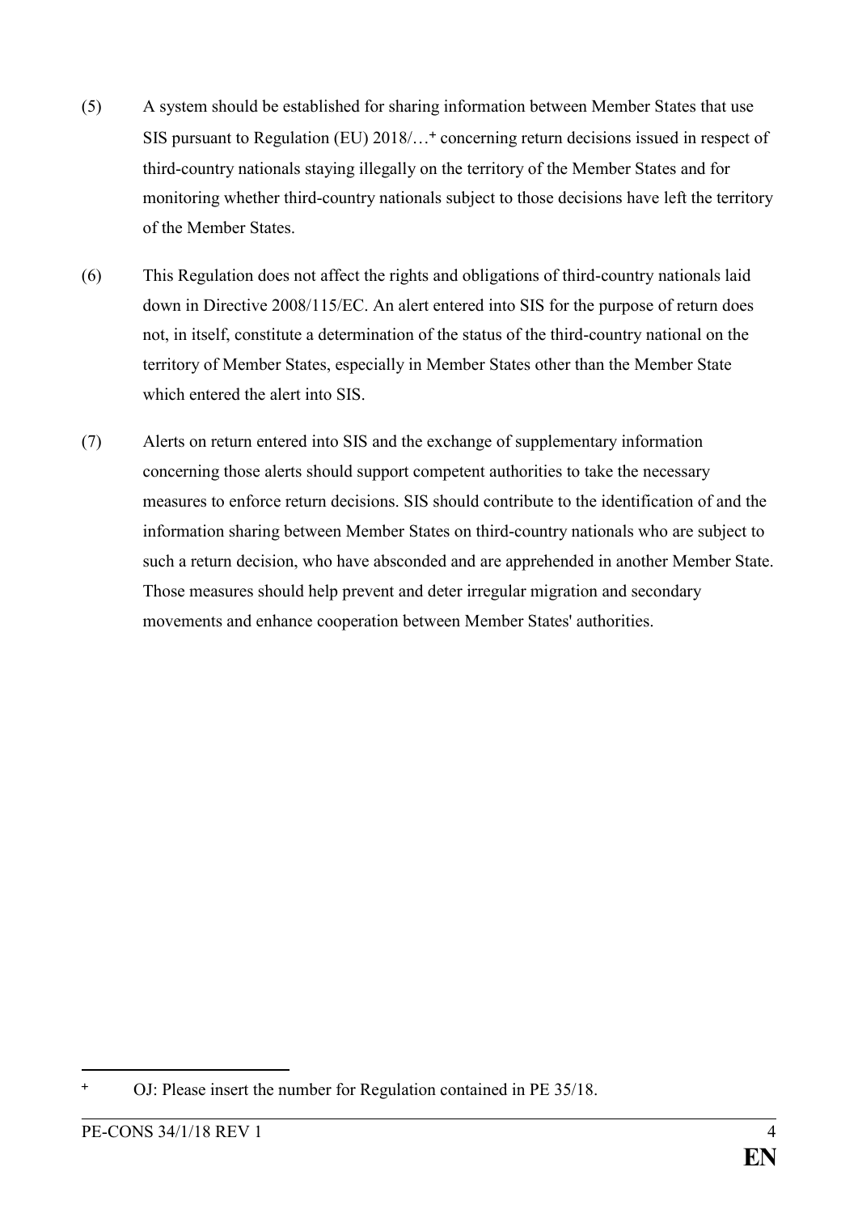(5) A system should be established for sharing information between Member States that use SIS pursuant to Regulation (EU) 2018/…[+] concerning return decisions issued in respect of third-country nationals staying illegally on the territory of the Member States and for monitoring whether third-country nationals subject to those decisions have left the territory of the Member States.

(6) This Regulation does not affect the rights and obligations of third-country nationals laid down in Directive 2008/115/EC. An alert entered into SIS for the purpose of return does not, in itself, constitute a determination of the status of the third-country national on the territory of Member States, especially in Member States other than the Member State which entered the alert into SIS.

(7) Alerts on return entered into SIS and the exchange of supplementary information concerning those alerts should support competent authorities to take the necessary measures to enforce return decisions. SIS should contribute to the identification of and the information sharing between Member States on third-country nationals who are subject to such a return decision, who have absconded and are apprehended in another Member State. Those measures should help prevent and deter irregular migration and secondary movements and enhance cooperation between Member States' authorities.

---

[+] OJ: Please insert the number for Regulation contained in PE 35/18.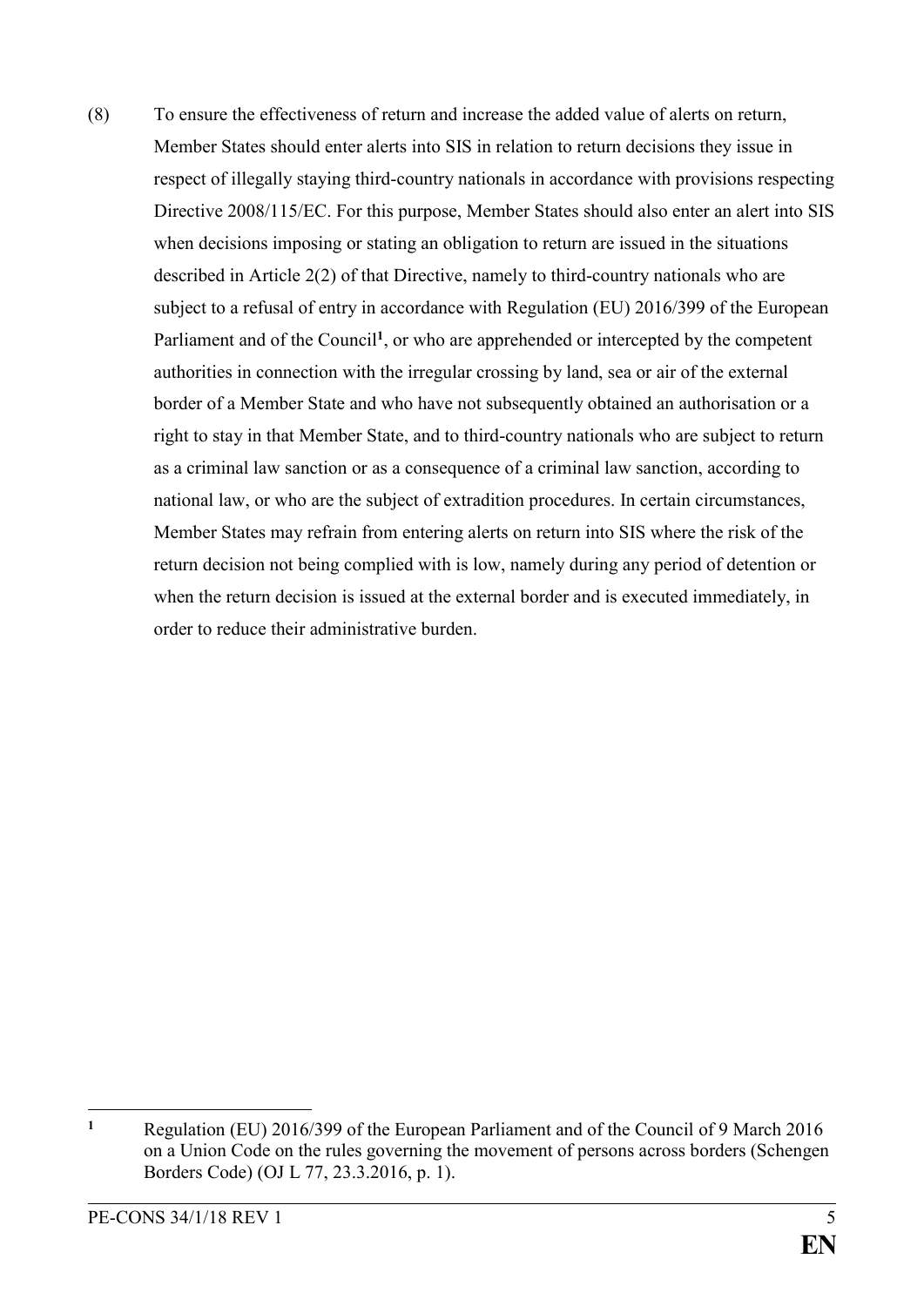(8) To ensure the effectiveness of return and increase the added value of alerts on return, Member States should enter alerts into SIS in relation to return decisions they issue in respect of illegally staying third-country nationals in accordance with provisions respecting Directive 2008/115/EC. For this purpose, Member States should also enter an alert into SIS when decisions imposing or stating an obligation to return are issued in the situations described in Article 2(2) of that Directive, namely to third-country nationals who are subject to a refusal of entry in accordance with Regulation (EU) 2016/399 of the European Parliament and of the Council[1], or who are apprehended or intercepted by the competent authorities in connection with the irregular crossing by land, sea or air of the external border of a Member State and who have not subsequently obtained an authorisation or a right to stay in that Member State, and to third-country nationals who are subject to return as a criminal law sanction or as a consequence of a criminal law sanction, according to national law, or who are the subject of extradition procedures. In certain circumstances, Member States may refrain from entering alerts on return into SIS where the risk of the return decision not being complied with is low, namely during any period of detention or when the return decision is issued at the external border and is executed immediately, in order to reduce their administrative burden.

---

[1] Regulation (EU) 2016/399 of the European Parliament and of the Council of 9 March 2016 on a Union Code on the rules governing the movement of persons across borders (Schengen Borders Code) (OJ L 77, 23.3.2016, p. 1).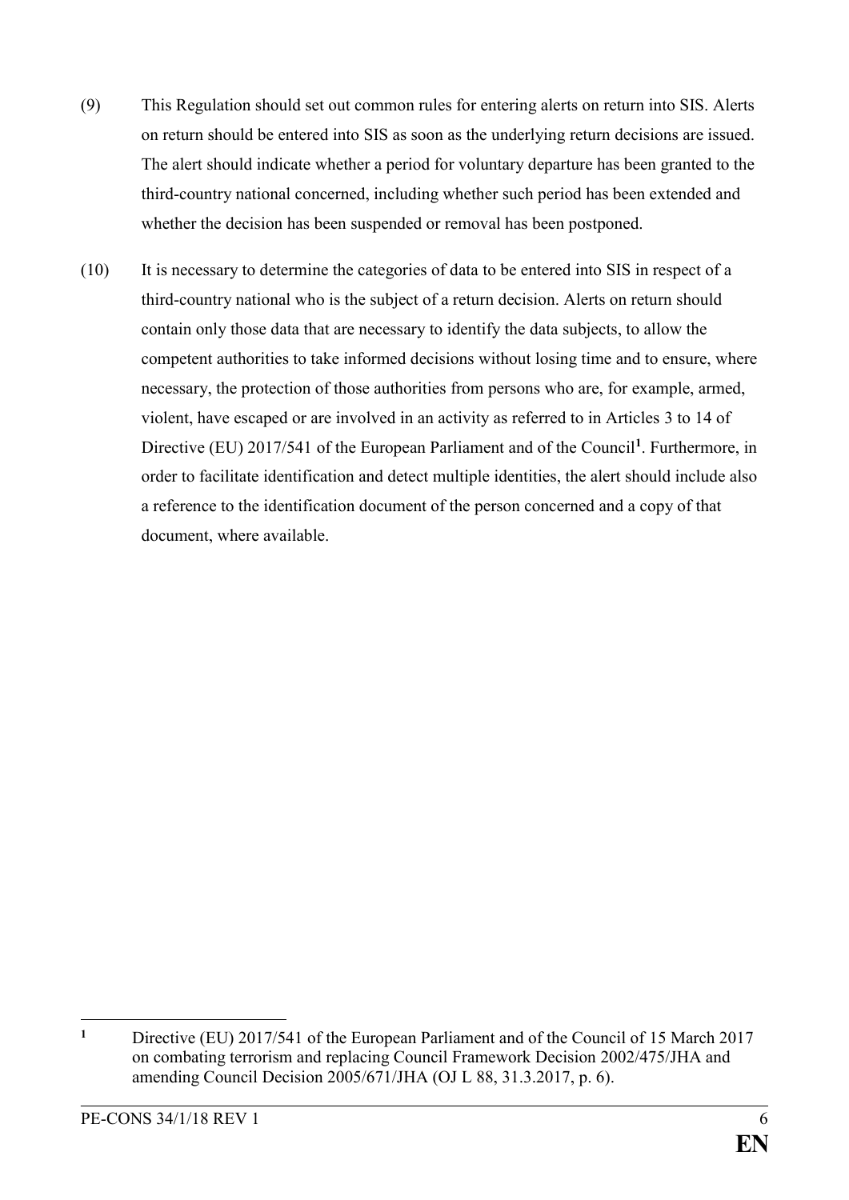(9) This Regulation should set out common rules for entering alerts on return into SIS. Alerts on return should be entered into SIS as soon as the underlying return decisions are issued. The alert should indicate whether a period for voluntary departure has been granted to the third-country national concerned, including whether such period has been extended and whether the decision has been suspended or removal has been postponed.

(10) It is necessary to determine the categories of data to be entered into SIS in respect of a third-country national who is the subject of a return decision. Alerts on return should contain only those data that are necessary to identify the data subjects, to allow the competent authorities to take informed decisions without losing time and to ensure, where necessary, the protection of those authorities from persons who are, for example, armed, violent, have escaped or are involved in an activity as referred to in Articles 3 to 14 of Directive (EU) 2017/541 of the European Parliament and of the Council[1]. Furthermore, in order to facilitate identification and detect multiple identities, the alert should include also a reference to the identification document of the person concerned and a copy of that document, where available.

---

[1] Directive (EU) 2017/541 of the European Parliament and of the Council of 15 March 2017 on combating terrorism and replacing Council Framework Decision 2002/475/JHA and amending Council Decision 2005/671/JHA (OJ L 88, 31.3.2017, p. 6).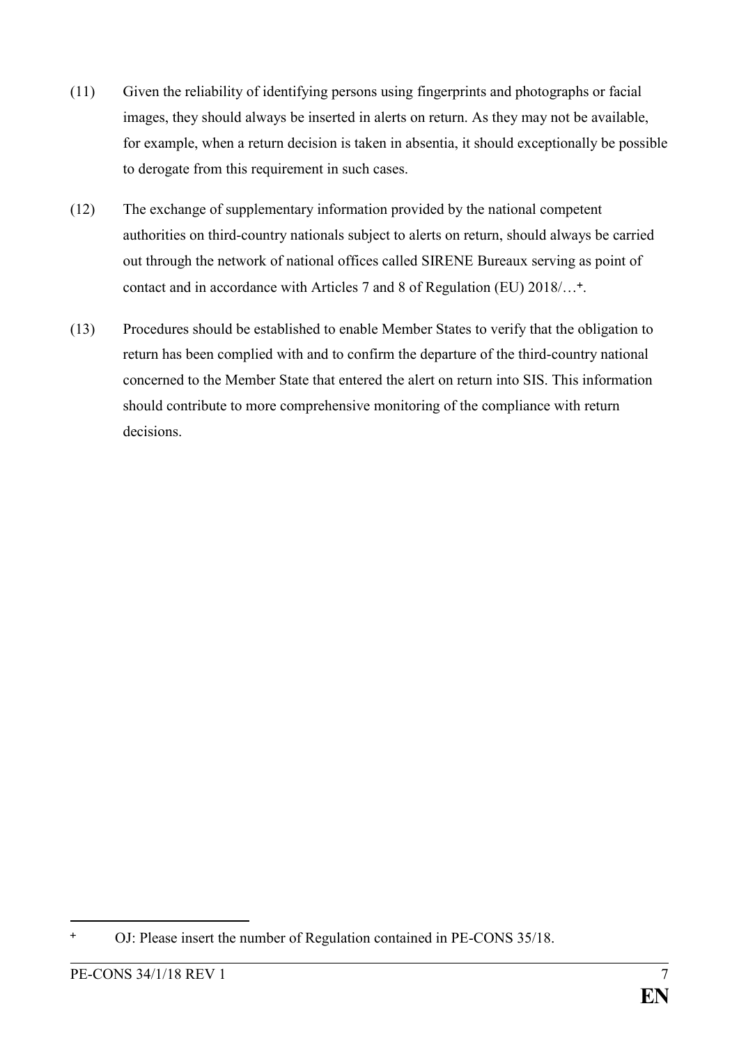(11) Given the reliability of identifying persons using fingerprints and photographs or facial images, they should always be inserted in alerts on return. As they may not be available, for example, when a return decision is taken in absentia, it should exceptionally be possible to derogate from this requirement in such cases.

(12) The exchange of supplementary information provided by the national competent authorities on third-country nationals subject to alerts on return, should always be carried out through the network of national offices called SIRENE Bureaux serving as point of contact and in accordance with Articles 7 and 8 of Regulation (EU) 2018/…[+].

(13) Procedures should be established to enable Member States to verify that the obligation to return has been complied with and to confirm the departure of the third-country national concerned to the Member State that entered the alert on return into SIS. This information should contribute to more comprehensive monitoring of the compliance with return decisions.

---

[+] OJ: Please insert the number of Regulation contained in PE-CONS 35/18.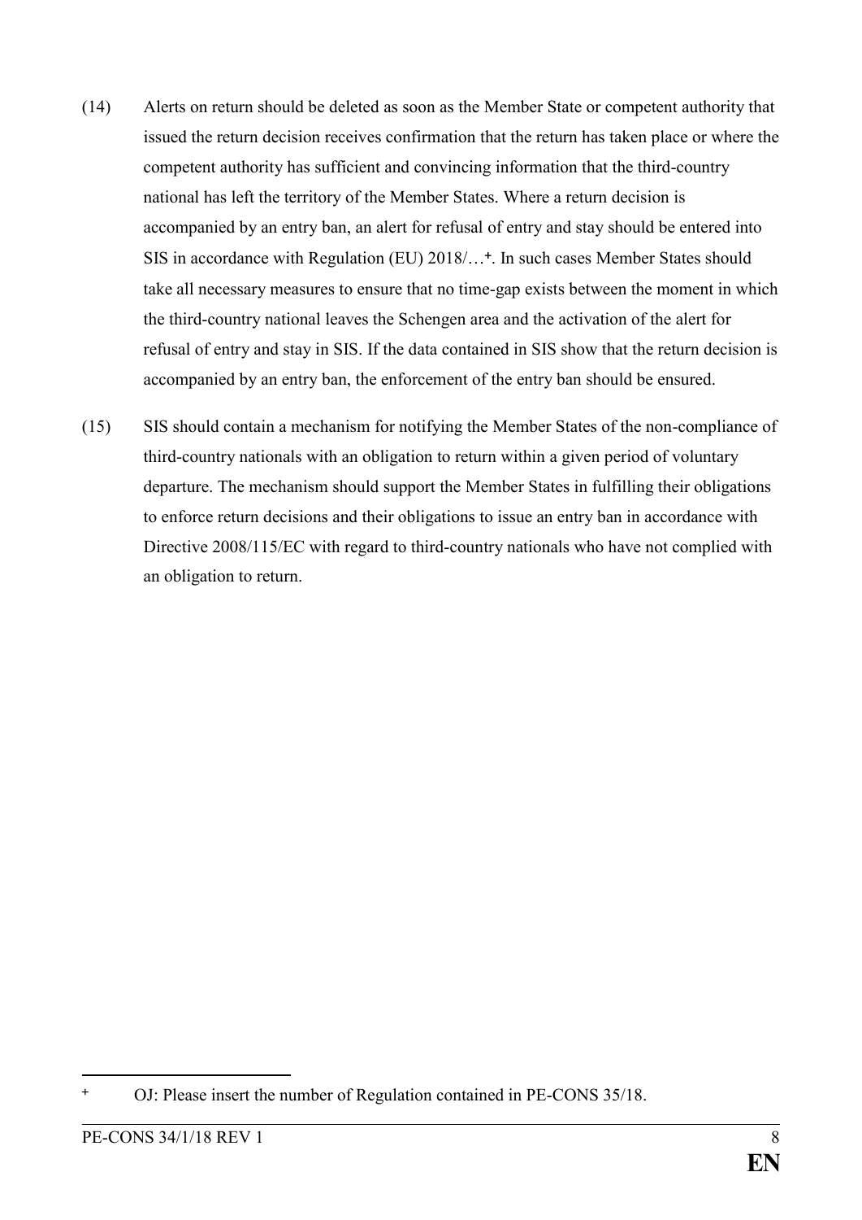(14) Alerts on return should be deleted as soon as the Member State or competent authority that issued the return decision receives confirmation that the return has taken place or where the competent authority has sufficient and convincing information that the third-country national has left the territory of the Member States. Where a return decision is accompanied by an entry ban, an alert for refusal of entry and stay should be entered into SIS in accordance with Regulation (EU) 2018/…[+]. In such cases Member States should take all necessary measures to ensure that no time-gap exists between the moment in which the third-country national leaves the Schengen area and the activation of the alert for refusal of entry and stay in SIS. If the data contained in SIS show that the return decision is accompanied by an entry ban, the enforcement of the entry ban should be ensured.

(15) SIS should contain a mechanism for notifying the Member States of the non-compliance of third-country nationals with an obligation to return within a given period of voluntary departure. The mechanism should support the Member States in fulfilling their obligations to enforce return decisions and their obligations to issue an entry ban in accordance with Directive 2008/115/EC with regard to third-country nationals who have not complied with an obligation to return.

---

[+] OJ: Please insert the number of Regulation contained in PE-CONS 35/18.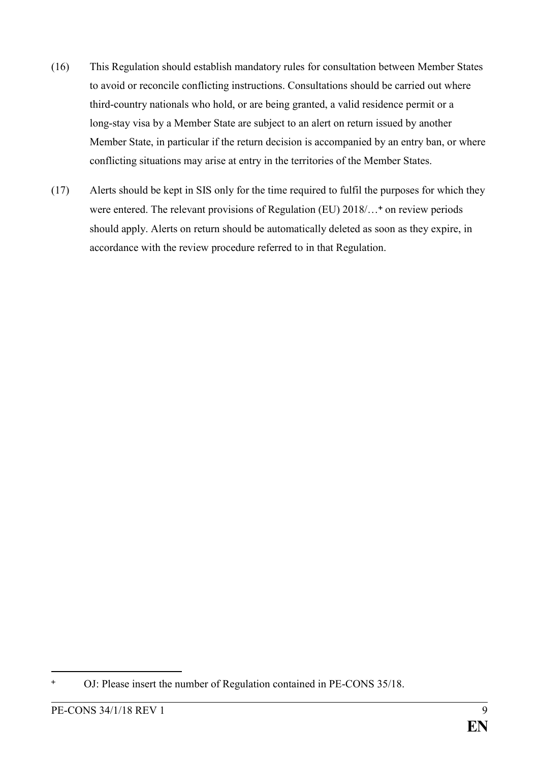(16) This Regulation should establish mandatory rules for consultation between Member States to avoid or reconcile conflicting instructions. Consultations should be carried out where third-country nationals who hold, or are being granted, a valid residence permit or a long-stay visa by a Member State are subject to an alert on return issued by another Member State, in particular if the return decision is accompanied by an entry ban, or where conflicting situations may arise at entry in the territories of the Member States.

(17) Alerts should be kept in SIS only for the time required to fulfil the purposes for which they were entered. The relevant provisions of Regulation (EU) 2018/…[+] on review periods should apply. Alerts on return should be automatically deleted as soon as they expire, in accordance with the review procedure referred to in that Regulation.

---

[+] OJ: Please insert the number of Regulation contained in PE-CONS 35/18.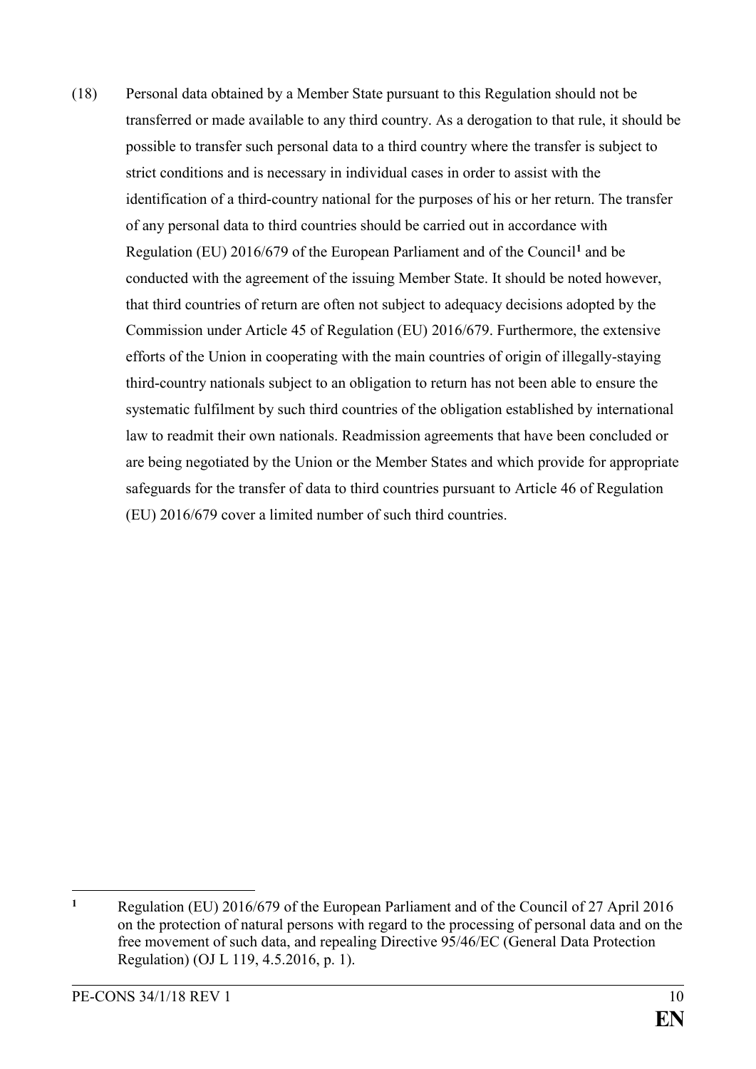(18) Personal data obtained by a Member State pursuant to this Regulation should not be transferred or made available to any third country. As a derogation to that rule, it should be possible to transfer such personal data to a third country where the transfer is subject to strict conditions and is necessary in individual cases in order to assist with the identification of a third-country national for the purposes of his or her return. The transfer of any personal data to third countries should be carried out in accordance with Regulation (EU) 2016/679 of the European Parliament and of the Council[1] and be conducted with the agreement of the issuing Member State. It should be noted however, that third countries of return are often not subject to adequacy decisions adopted by the Commission under Article 45 of Regulation (EU) 2016/679. Furthermore, the extensive efforts of the Union in cooperating with the main countries of origin of illegally-staying third-country nationals subject to an obligation to return has not been able to ensure the systematic fulfilment by such third countries of the obligation established by international law to readmit their own nationals. Readmission agreements that have been concluded or are being negotiated by the Union or the Member States and which provide for appropriate safeguards for the transfer of data to third countries pursuant to Article 46 of Regulation (EU) 2016/679 cover a limited number of such third countries.

---

[1] Regulation (EU) 2016/679 of the European Parliament and of the Council of 27 April 2016 on the protection of natural persons with regard to the processing of personal data and on the free movement of such data, and repealing Directive 95/46/EC (General Data Protection Regulation) (OJ L 119, 4.5.2016, p. 1).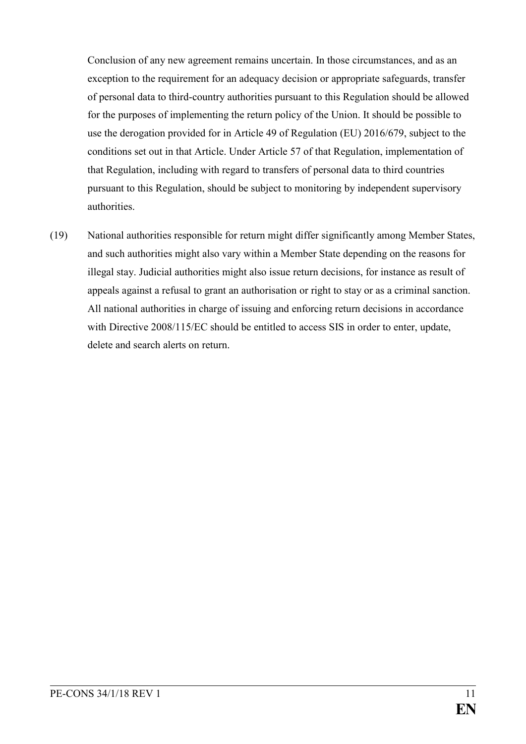Conclusion of any new agreement remains uncertain. In those circumstances, and as an exception to the requirement for an adequacy decision or appropriate safeguards, transfer of personal data to third-country authorities pursuant to this Regulation should be allowed for the purposes of implementing the return policy of the Union. It should be possible to use the derogation provided for in Article 49 of Regulation (EU) 2016/679, subject to the conditions set out in that Article. Under Article 57 of that Regulation, implementation of that Regulation, including with regard to transfers of personal data to third countries pursuant to this Regulation, should be subject to monitoring by independent supervisory authorities.

(19) National authorities responsible for return might differ significantly among Member States, and such authorities might also vary within a Member State depending on the reasons for illegal stay. Judicial authorities might also issue return decisions, for instance as result of appeals against a refusal to grant an authorisation or right to stay or as a criminal sanction. All national authorities in charge of issuing and enforcing return decisions in accordance with Directive 2008/115/EC should be entitled to access SIS in order to enter, update, delete and search alerts on return.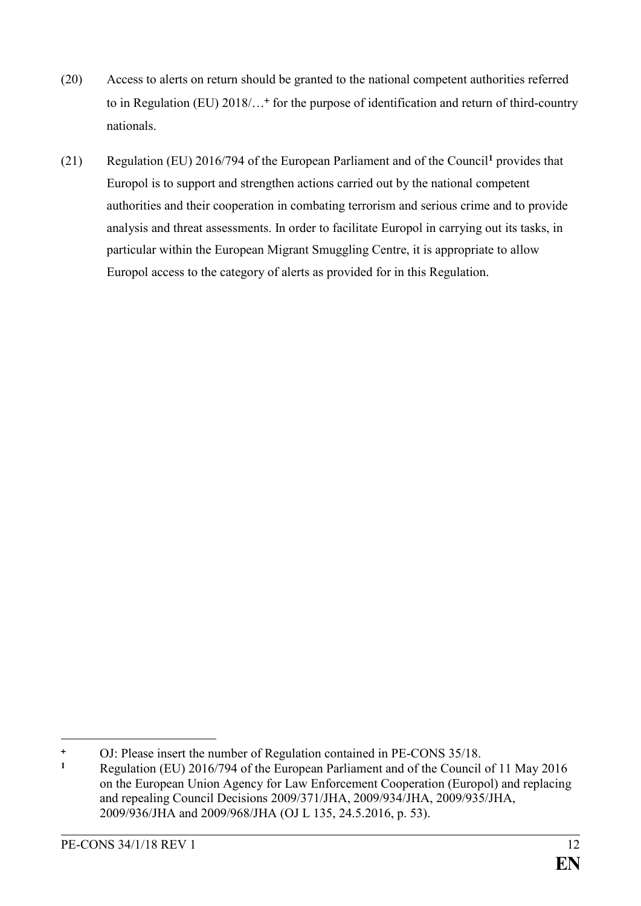(20) Access to alerts on return should be granted to the national competent authorities referred to in Regulation (EU) 2018/…[+] for the purpose of identification and return of third-country nationals.

(21) Regulation (EU) 2016/794 of the European Parliament and of the Council[1] provides that Europol is to support and strengthen actions carried out by the national competent authorities and their cooperation in combating terrorism and serious crime and to provide analysis and threat assessments. In order to facilitate Europol in carrying out its tasks, in particular within the European Migrant Smuggling Centre, it is appropriate to allow Europol access to the category of alerts as provided for in this Regulation.

---

[+] OJ: Please insert the number of Regulation contained in PE-CONS 35/18.

[1] Regulation (EU) 2016/794 of the European Parliament and of the Council of 11 May 2016 on the European Union Agency for Law Enforcement Cooperation (Europol) and replacing and repealing Council Decisions 2009/371/JHA, 2009/934/JHA, 2009/935/JHA, 2009/936/JHA and 2009/968/JHA (OJ L 135, 24.5.2016, p. 53).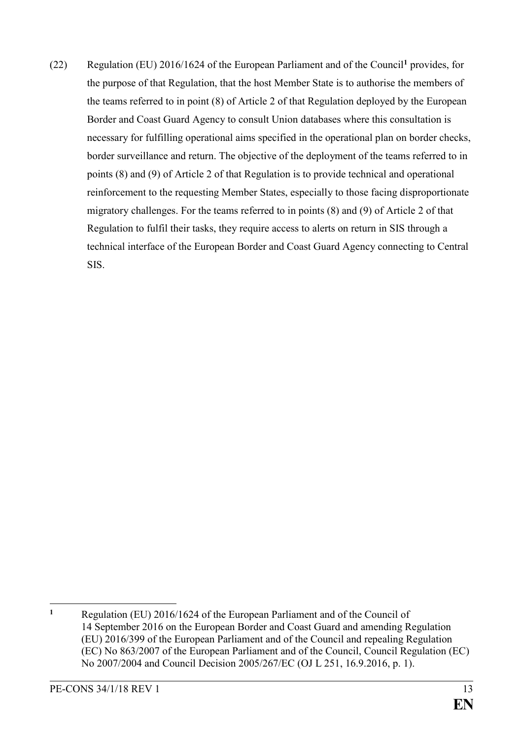(22) Regulation (EU) 2016/1624 of the European Parliament and of the Council[1] provides, for the purpose of that Regulation, that the host Member State is to authorise the members of the teams referred to in point (8) of Article 2 of that Regulation deployed by the European Border and Coast Guard Agency to consult Union databases where this consultation is necessary for fulfilling operational aims specified in the operational plan on border checks, border surveillance and return. The objective of the deployment of the teams referred to in points (8) and (9) of Article 2 of that Regulation is to provide technical and operational reinforcement to the requesting Member States, especially to those facing disproportionate migratory challenges. For the teams referred to in points (8) and (9) of Article 2 of that Regulation to fulfil their tasks, they require access to alerts on return in SIS through a technical interface of the European Border and Coast Guard Agency connecting to Central SIS.

---

[1] Regulation (EU) 2016/1624 of the European Parliament and of the Council of 14 September 2016 on the European Border and Coast Guard and amending Regulation (EU) 2016/399 of the European Parliament and of the Council and repealing Regulation (EC) No 863/2007 of the European Parliament and of the Council, Council Regulation (EC) No 2007/2004 and Council Decision 2005/267/EC (OJ L 251, 16.9.2016, p. 1).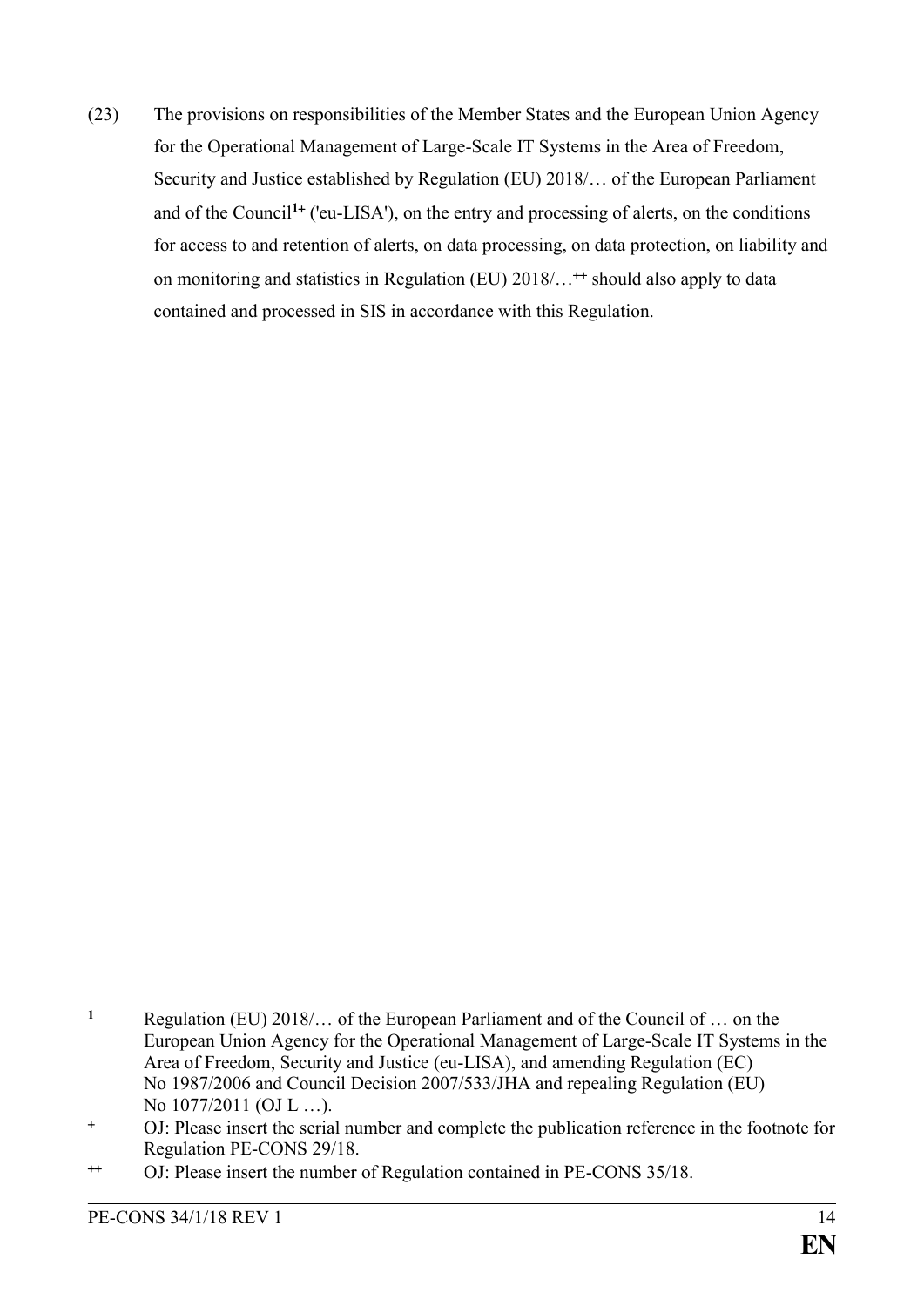(23) The provisions on responsibilities of the Member States and the European Union Agency for the Operational Management of Large-Scale IT Systems in the Area of Freedom, Security and Justice established by Regulation (EU) 2018/… of the European Parliament and of the Council[1+] ('eu-LISA'), on the entry and processing of alerts, on the conditions for access to and retention of alerts, on data processing, on data protection, on liability and on monitoring and statistics in Regulation (EU) 2018/…[++] should also apply to data contained and processed in SIS in accordance with this Regulation.

---

[1] Regulation (EU) 2018/… of the European Parliament and of the Council of … on the European Union Agency for the Operational Management of Large-Scale IT Systems in the Area of Freedom, Security and Justice (eu-LISA), and amending Regulation (EC) No 1987/2006 and Council Decision 2007/533/JHA and repealing Regulation (EU) No 1077/2011 (OJ L …).

[+] OJ: Please insert the serial number and complete the publication reference in the footnote for Regulation PE-CONS 29/18.

[++] OJ: Please insert the number of Regulation contained in PE-CONS 35/18.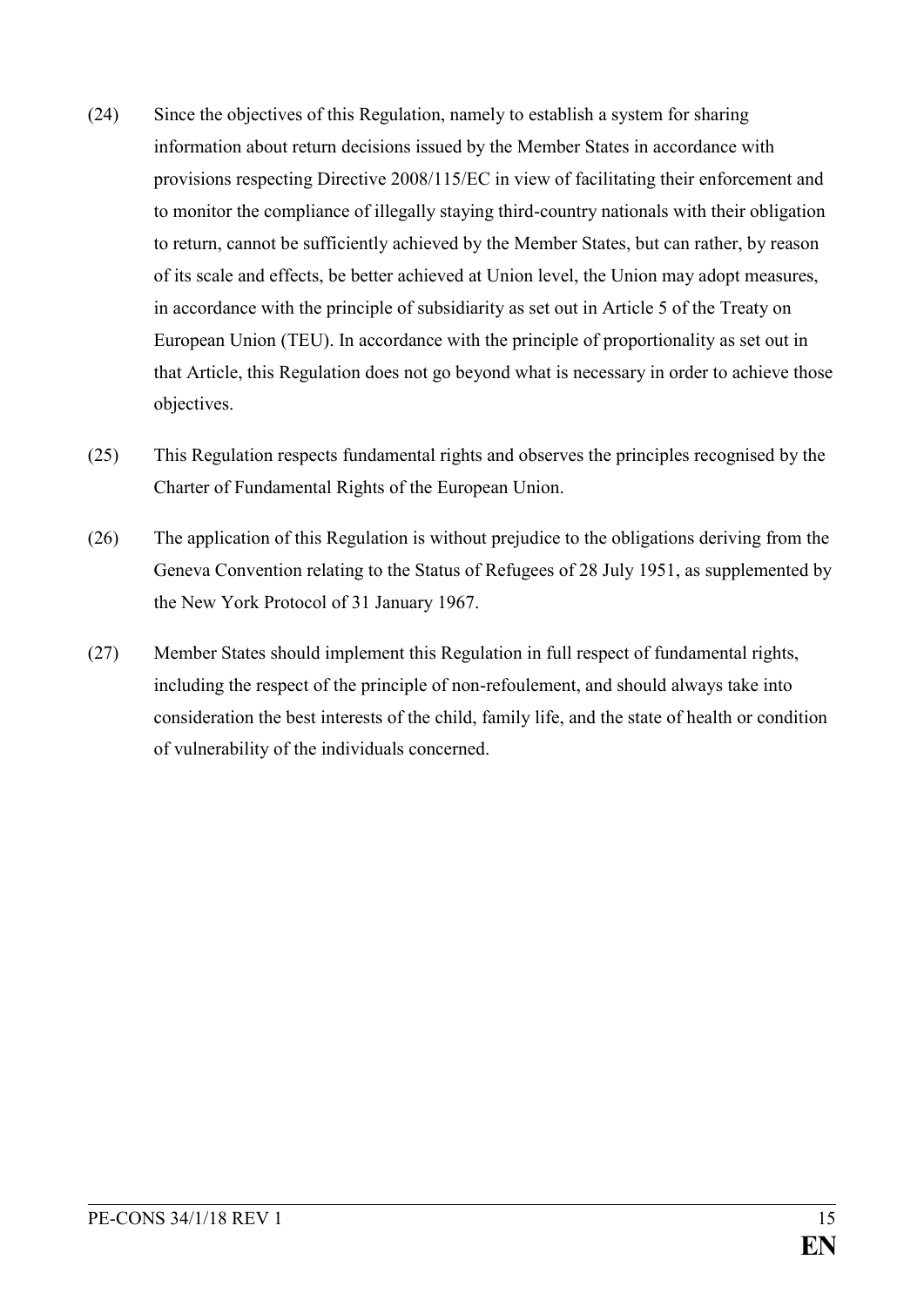(24) Since the objectives of this Regulation, namely to establish a system for sharing information about return decisions issued by the Member States in accordance with provisions respecting Directive 2008/115/EC in view of facilitating their enforcement and to monitor the compliance of illegally staying third-country nationals with their obligation to return, cannot be sufficiently achieved by the Member States, but can rather, by reason of its scale and effects, be better achieved at Union level, the Union may adopt measures, in accordance with the principle of subsidiarity as set out in Article 5 of the Treaty on European Union (TEU). In accordance with the principle of proportionality as set out in that Article, this Regulation does not go beyond what is necessary in order to achieve those objectives.

(25) This Regulation respects fundamental rights and observes the principles recognised by the Charter of Fundamental Rights of the European Union.

(26) The application of this Regulation is without prejudice to the obligations deriving from the Geneva Convention relating to the Status of Refugees of 28 July 1951, as supplemented by the New York Protocol of 31 January 1967.

(27) Member States should implement this Regulation in full respect of fundamental rights, including the respect of the principle of non-refoulement, and should always take into consideration the best interests of the child, family life, and the state of health or condition of vulnerability of the individuals concerned.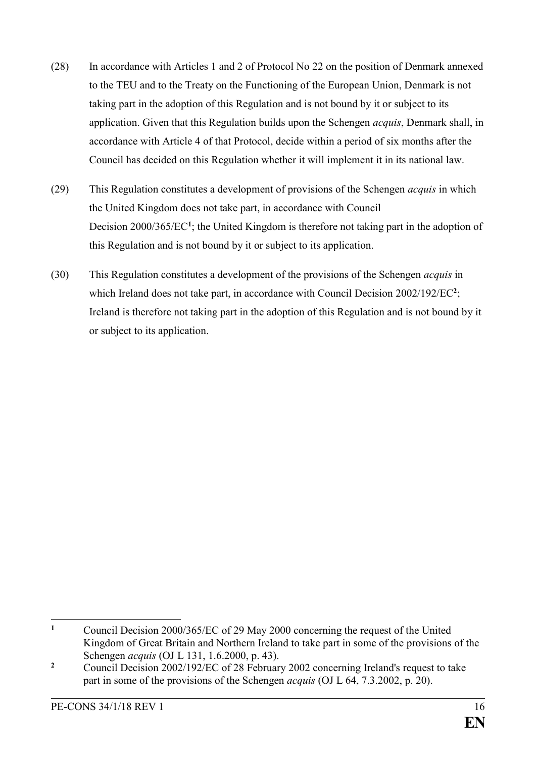(28) In accordance with Articles 1 and 2 of Protocol No 22 on the position of Denmark annexed to the TEU and to the Treaty on the Functioning of the European Union, Denmark is not taking part in the adoption of this Regulation and is not bound by it or subject to its application. Given that this Regulation builds upon the Schengen *acquis*, Denmark shall, in accordance with Article 4 of that Protocol, decide within a period of six months after the Council has decided on this Regulation whether it will implement it in its national law.

(29) This Regulation constitutes a development of provisions of the Schengen *acquis* in which the United Kingdom does not take part, in accordance with Council Decision 2000/365/EC[1]; the United Kingdom is therefore not taking part in the adoption of this Regulation and is not bound by it or subject to its application.

(30) This Regulation constitutes a development of the provisions of the Schengen *acquis* in which Ireland does not take part, in accordance with Council Decision 2002/192/EC[2]; Ireland is therefore not taking part in the adoption of this Regulation and is not bound by it or subject to its application.

---

[1] Council Decision 2000/365/EC of 29 May 2000 concerning the request of the United Kingdom of Great Britain and Northern Ireland to take part in some of the provisions of the Schengen *acquis* (OJ L 131, 1.6.2000, p. 43).

[2] Council Decision 2002/192/EC of 28 February 2002 concerning Ireland's request to take part in some of the provisions of the Schengen *acquis* (OJ L 64, 7.3.2002, p. 20).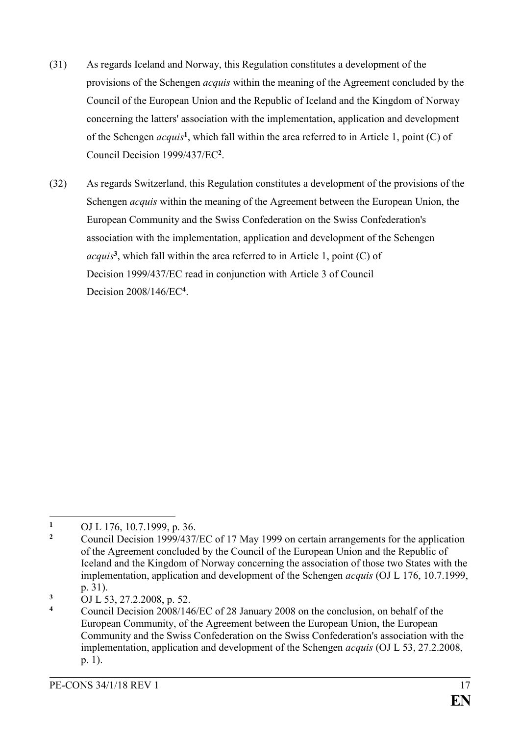(31) As regards Iceland and Norway, this Regulation constitutes a development of the provisions of the Schengen *acquis* within the meaning of the Agreement concluded by the Council of the European Union and the Republic of Iceland and the Kingdom of Norway concerning the latters' association with the implementation, application and development of the Schengen *acquis*[1], which fall within the area referred to in Article 1, point (C) of Council Decision 1999/437/EC[2].

(32) As regards Switzerland, this Regulation constitutes a development of the provisions of the Schengen *acquis* within the meaning of the Agreement between the European Union, the European Community and the Swiss Confederation on the Swiss Confederation's association with the implementation, application and development of the Schengen *acquis*[3], which fall within the area referred to in Article 1, point (C) of Decision 1999/437/EC read in conjunction with Article 3 of Council Decision 2008/146/EC[4].

---

[1] OJ L 176, 10.7.1999, p. 36.

[2] Council Decision 1999/437/EC of 17 May 1999 on certain arrangements for the application of the Agreement concluded by the Council of the European Union and the Republic of Iceland and the Kingdom of Norway concerning the association of those two States with the implementation, application and development of the Schengen *acquis* (OJ L 176, 10.7.1999, p. 31).

[3] OJ L 53, 27.2.2008, p. 52.

[4] Council Decision 2008/146/EC of 28 January 2008 on the conclusion, on behalf of the European Community, of the Agreement between the European Union, the European Community and the Swiss Confederation on the Swiss Confederation's association with the implementation, application and development of the Schengen *acquis* (OJ L 53, 27.2.2008, p. 1).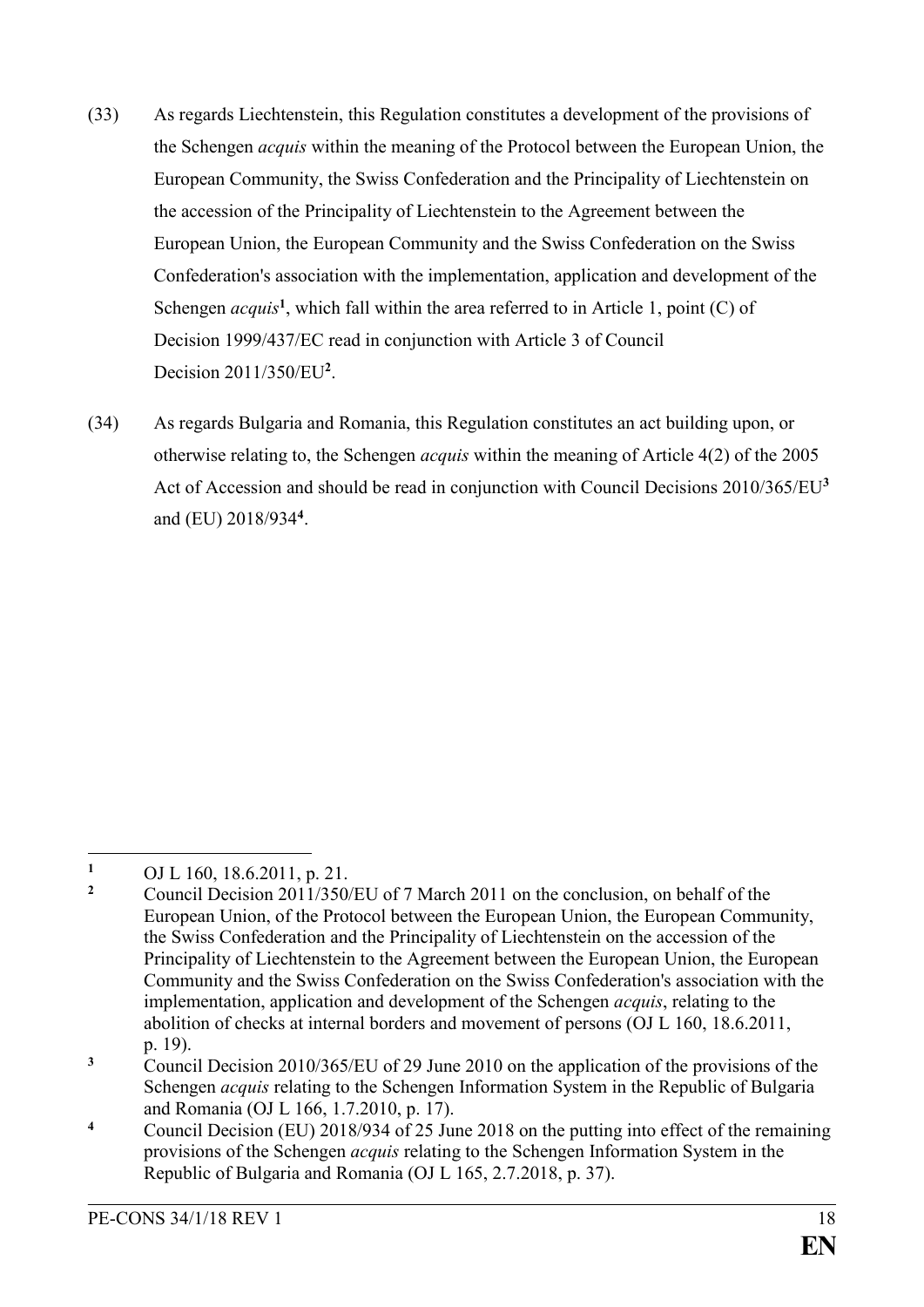(33) As regards Liechtenstein, this Regulation constitutes a development of the provisions of the Schengen *acquis* within the meaning of the Protocol between the European Union, the European Community, the Swiss Confederation and the Principality of Liechtenstein on the accession of the Principality of Liechtenstein to the Agreement between the European Union, the European Community and the Swiss Confederation on the Swiss Confederation's association with the implementation, application and development of the Schengen *acquis*[1], which fall within the area referred to in Article 1, point (C) of Decision 1999/437/EC read in conjunction with Article 3 of Council Decision 2011/350/EU[2].

(34) As regards Bulgaria and Romania, this Regulation constitutes an act building upon, or otherwise relating to, the Schengen *acquis* within the meaning of Article 4(2) of the 2005 Act of Accession and should be read in conjunction with Council Decisions 2010/365/EU[3] and (EU) 2018/934[4].

---

[1] OJ L 160, 18.6.2011, p. 21.

[2] Council Decision 2011/350/EU of 7 March 2011 on the conclusion, on behalf of the European Union, of the Protocol between the European Union, the European Community, the Swiss Confederation and the Principality of Liechtenstein on the accession of the Principality of Liechtenstein to the Agreement between the European Union, the European Community and the Swiss Confederation on the Swiss Confederation's association with the implementation, application and development of the Schengen *acquis*, relating to the abolition of checks at internal borders and movement of persons (OJ L 160, 18.6.2011, p. 19).

[3] Council Decision 2010/365/EU of 29 June 2010 on the application of the provisions of the Schengen *acquis* relating to the Schengen Information System in the Republic of Bulgaria and Romania (OJ L 166, 1.7.2010, p. 17).

[4] Council Decision (EU) 2018/934 of 25 June 2018 on the putting into effect of the remaining provisions of the Schengen *acquis* relating to the Schengen Information System in the Republic of Bulgaria and Romania (OJ L 165, 2.7.2018, p. 37).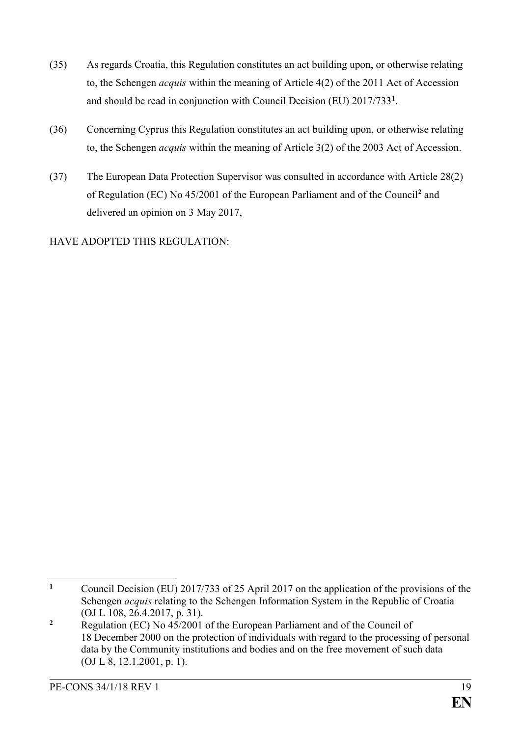(35) As regards Croatia, this Regulation constitutes an act building upon, or otherwise relating to, the Schengen *acquis* within the meaning of Article 4(2) of the 2011 Act of Accession and should be read in conjunction with Council Decision (EU) 2017/733[1].

(36) Concerning Cyprus this Regulation constitutes an act building upon, or otherwise relating to, the Schengen *acquis* within the meaning of Article 3(2) of the 2003 Act of Accession.

(37) The European Data Protection Supervisor was consulted in accordance with Article 28(2) of Regulation (EC) No 45/2001 of the European Parliament and of the Council[2] and delivered an opinion on 3 May 2017,

HAVE ADOPTED THIS REGULATION:

---

[1] Council Decision (EU) 2017/733 of 25 April 2017 on the application of the provisions of the Schengen *acquis* relating to the Schengen Information System in the Republic of Croatia (OJ L 108, 26.4.2017, p. 31).

[2] Regulation (EC) No 45/2001 of the European Parliament and of the Council of 18 December 2000 on the protection of individuals with regard to the processing of personal data by the Community institutions and bodies and on the free movement of such data (OJ L 8, 12.1.2001, p. 1).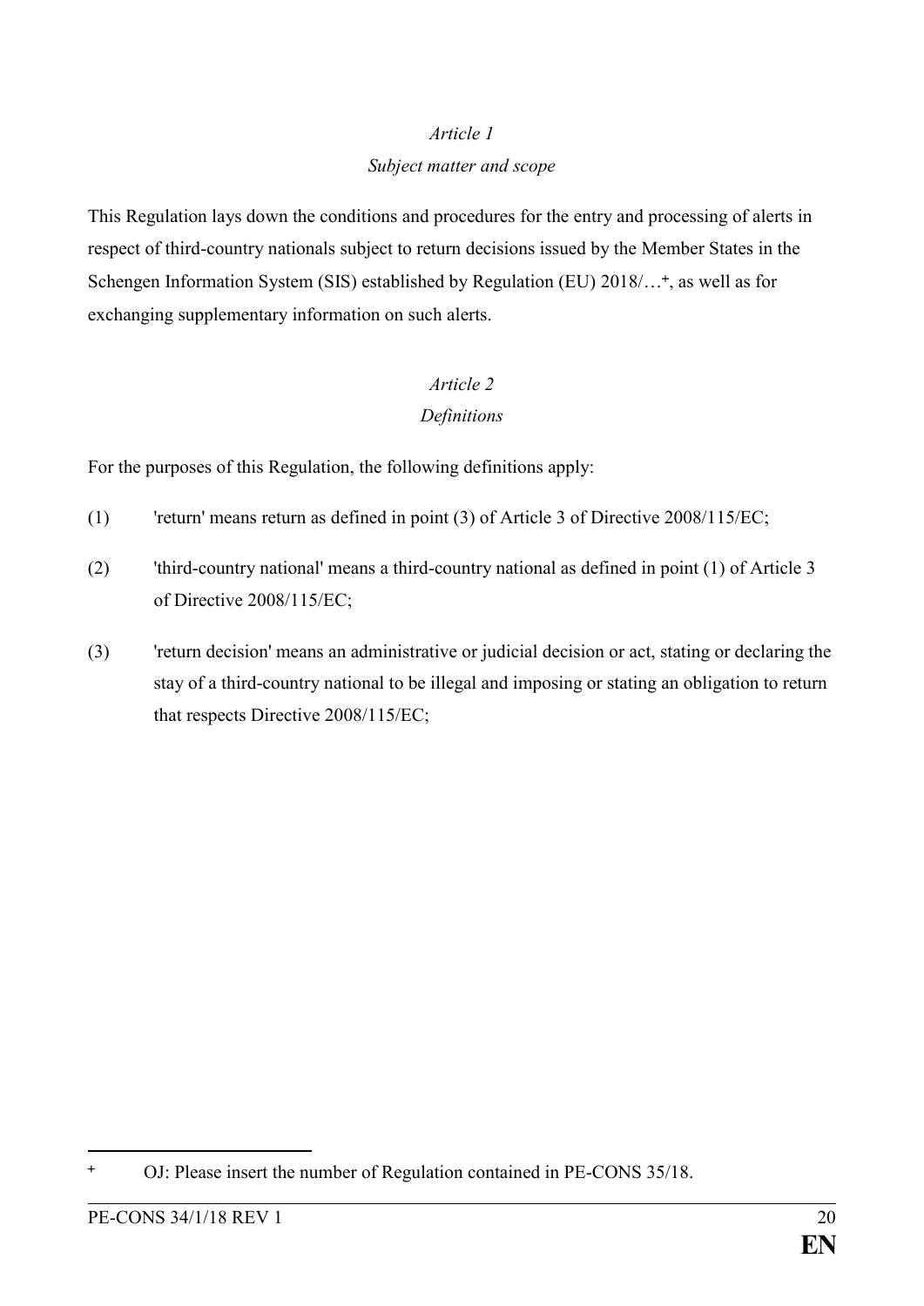*Article 1*

*Subject matter and scope*

This Regulation lays down the conditions and procedures for the entry and processing of alerts in respect of third-country nationals subject to return decisions issued by the Member States in the Schengen Information System (SIS) established by Regulation (EU) 2018/…[+], as well as for exchanging supplementary information on such alerts.

*Article 2*

*Definitions*

For the purposes of this Regulation, the following definitions apply:

(1) 'return' means return as defined in point (3) of Article 3 of Directive 2008/115/EC;

(2) 'third-country national' means a third-country national as defined in point (1) of Article 3 of Directive 2008/115/EC;

(3) 'return decision' means an administrative or judicial decision or act, stating or declaring the stay of a third-country national to be illegal and imposing or stating an obligation to return that respects Directive 2008/115/EC;

---

[+] OJ: Please insert the number of Regulation contained in PE-CONS 35/18.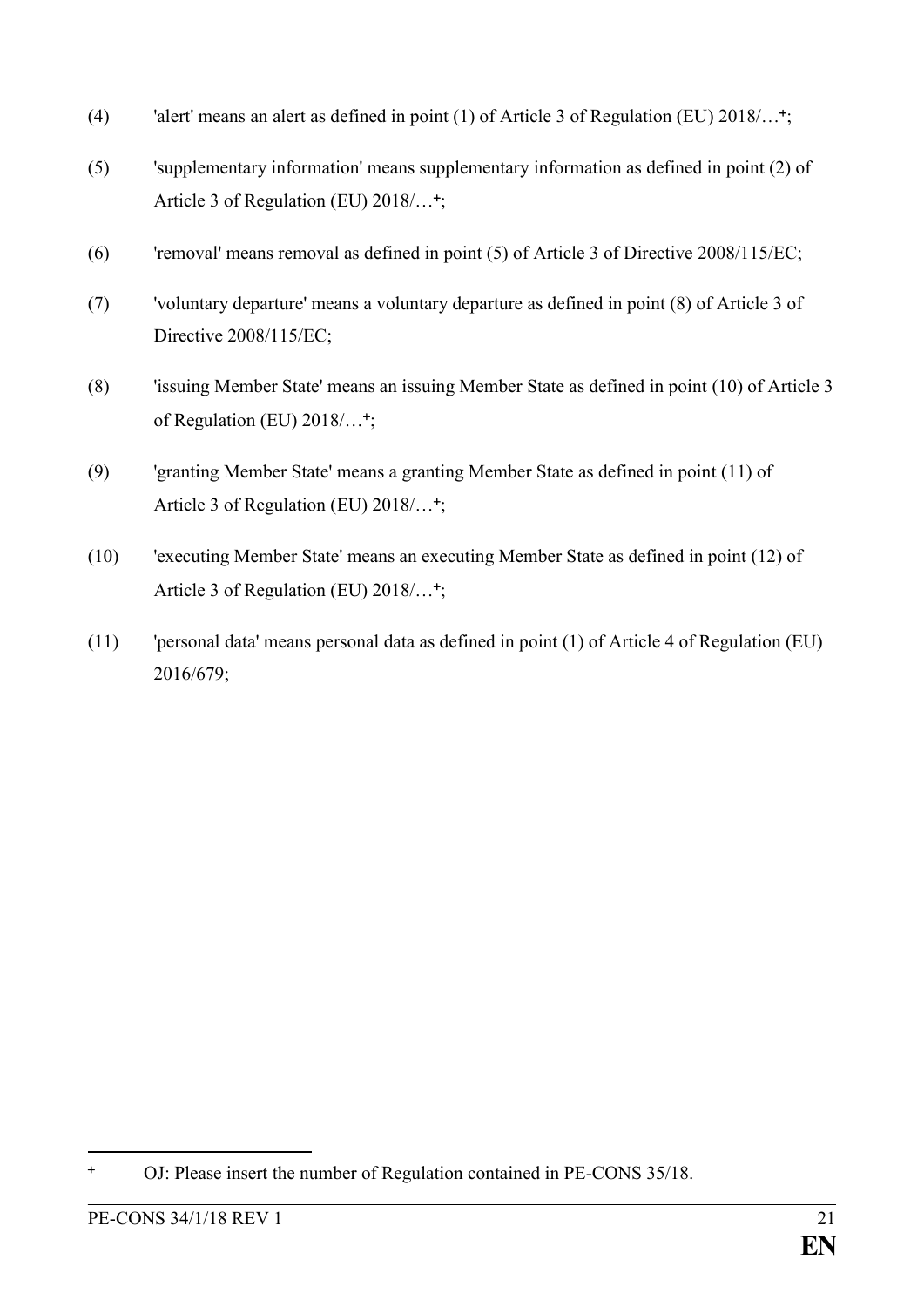(4) 'alert' means an alert as defined in point (1) of Article 3 of Regulation (EU) 2018/…+;

(5) 'supplementary information' means supplementary information as defined in point (2) of Article 3 of Regulation (EU) 2018/…+;

(6) 'removal' means removal as defined in point (5) of Article 3 of Directive 2008/115/EC;

(7) 'voluntary departure' means a voluntary departure as defined in point (8) of Article 3 of Directive 2008/115/EC;

(8) 'issuing Member State' means an issuing Member State as defined in point (10) of Article 3 of Regulation (EU) 2018/…+;

(9) 'granting Member State' means a granting Member State as defined in point (11) of Article 3 of Regulation (EU) 2018/…+;

(10) 'executing Member State' means an executing Member State as defined in point (12) of Article 3 of Regulation (EU) 2018/…+;

(11) 'personal data' means personal data as defined in point (1) of Article 4 of Regulation (EU) 2016/679;

---

+ OJ: Please insert the number of Regulation contained in PE-CONS 35/18.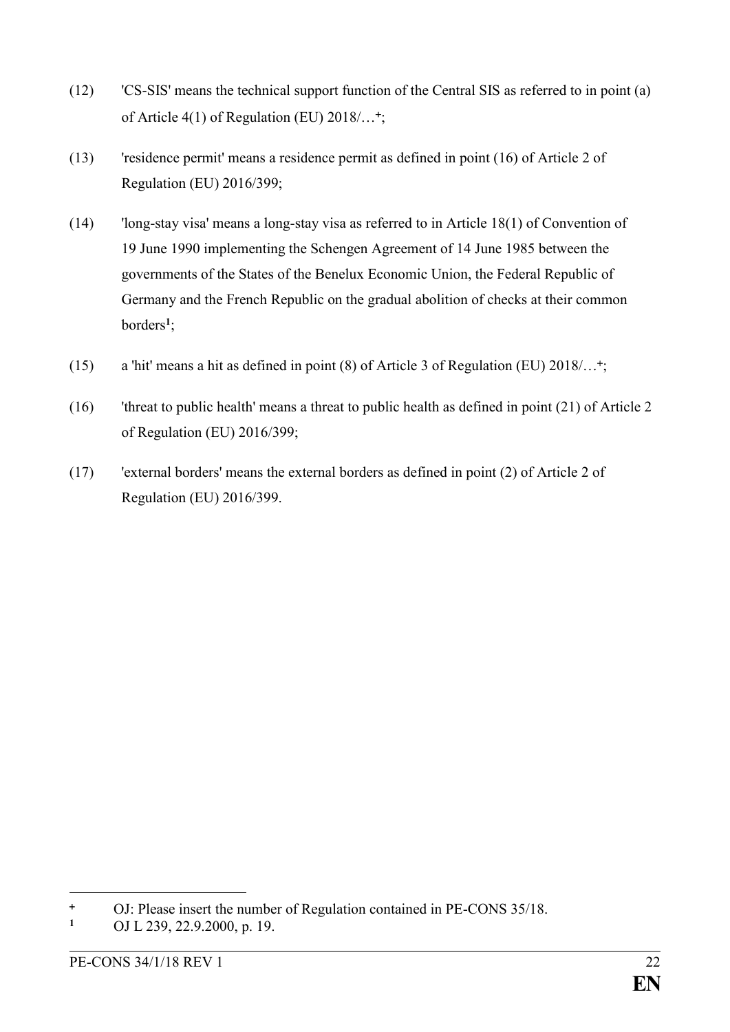(12) 'CS-SIS' means the technical support function of the Central SIS as referred to in point (a) of Article 4(1) of Regulation (EU) 2018/…[+];

(13) 'residence permit' means a residence permit as defined in point (16) of Article 2 of Regulation (EU) 2016/399;

(14) 'long-stay visa' means a long-stay visa as referred to in Article 18(1) of Convention of 19 June 1990 implementing the Schengen Agreement of 14 June 1985 between the governments of the States of the Benelux Economic Union, the Federal Republic of Germany and the French Republic on the gradual abolition of checks at their common borders[1];

(15) a 'hit' means a hit as defined in point (8) of Article 3 of Regulation (EU) 2018/…[+];

(16) 'threat to public health' means a threat to public health as defined in point (21) of Article 2 of Regulation (EU) 2016/399;

(17) 'external borders' means the external borders as defined in point (2) of Article 2 of Regulation (EU) 2016/399.

---

[+] OJ: Please insert the number of Regulation contained in PE-CONS 35/18.

[1] OJ L 239, 22.9.2000, p. 19.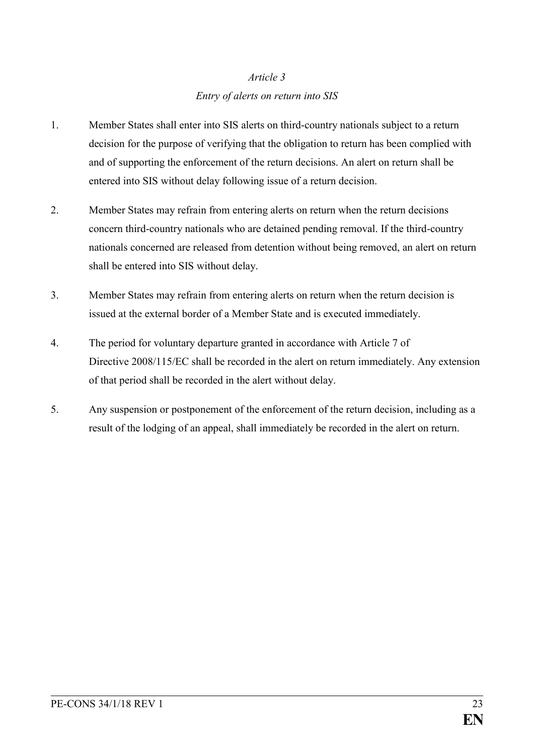*Article 3*

*Entry of alerts on return into SIS*

1. Member States shall enter into SIS alerts on third-country nationals subject to a return decision for the purpose of verifying that the obligation to return has been complied with and of supporting the enforcement of the return decisions. An alert on return shall be entered into SIS without delay following issue of a return decision.

2. Member States may refrain from entering alerts on return when the return decisions concern third-country nationals who are detained pending removal. If the third-country nationals concerned are released from detention without being removed, an alert on return shall be entered into SIS without delay.

3. Member States may refrain from entering alerts on return when the return decision is issued at the external border of a Member State and is executed immediately.

4. The period for voluntary departure granted in accordance with Article 7 of Directive 2008/115/EC shall be recorded in the alert on return immediately. Any extension of that period shall be recorded in the alert without delay.

5. Any suspension or postponement of the enforcement of the return decision, including as a result of the lodging of an appeal, shall immediately be recorded in the alert on return.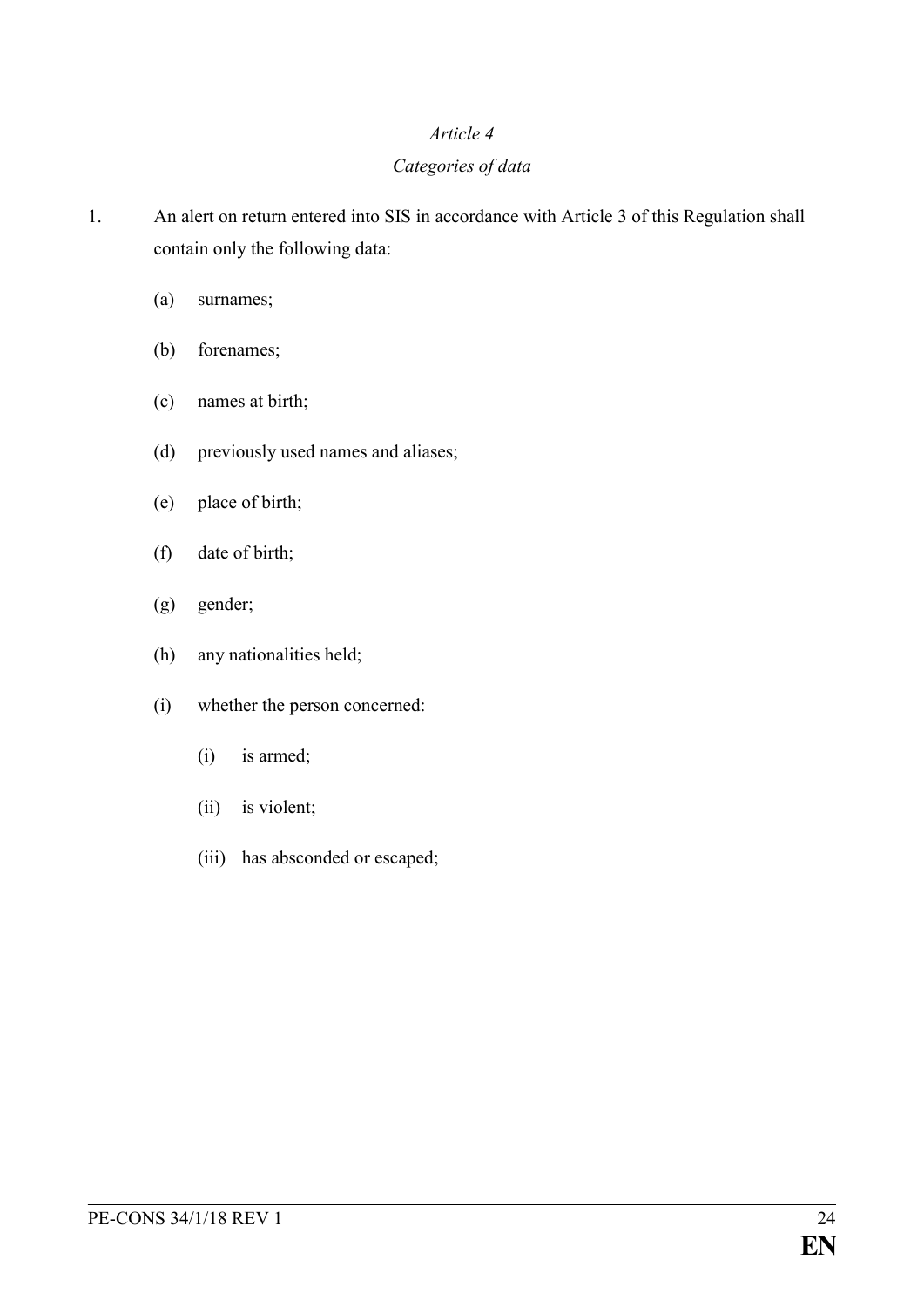*Article 4*

*Categories of data*

1. An alert on return entered into SIS in accordance with Article 3 of this Regulation shall contain only the following data:

   (a) surnames;

   (b) forenames;

   (c) names at birth;

   (d) previously used names and aliases;

   (e) place of birth;

   (f) date of birth;

   (g) gender;

   (h) any nationalities held;

   (i) whether the person concerned:

      (i) is armed;

      (ii) is violent;

      (iii) has absconded or escaped;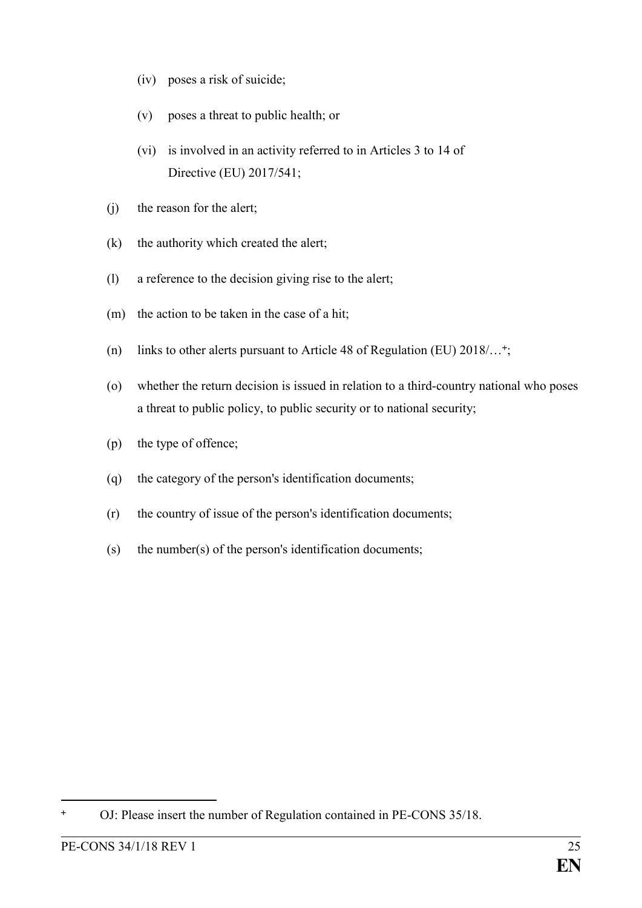(iv) poses a risk of suicide;

(v) poses a threat to public health; or

(vi) is involved in an activity referred to in Articles 3 to 14 of Directive (EU) 2017/541;

(j) the reason for the alert;

(k) the authority which created the alert;

(l) a reference to the decision giving rise to the alert;

(m) the action to be taken in the case of a hit;

(n) links to other alerts pursuant to Article 48 of Regulation (EU) 2018/…[+];

(o) whether the return decision is issued in relation to a third-country national who poses a threat to public policy, to public security or to national security;

(p) the type of offence;

(q) the category of the person's identification documents;

(r) the country of issue of the person's identification documents;

(s) the number(s) of the person's identification documents;

---

[+] OJ: Please insert the number of Regulation contained in PE-CONS 35/18.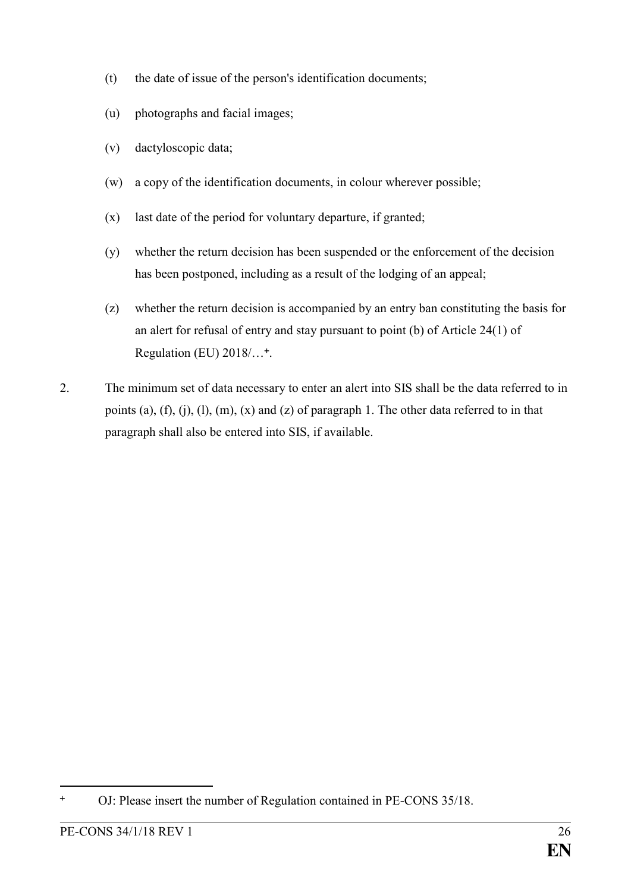(t) the date of issue of the person's identification documents;

(u) photographs and facial images;

(v) dactyloscopic data;

(w) a copy of the identification documents, in colour wherever possible;

(x) last date of the period for voluntary departure, if granted;

(y) whether the return decision has been suspended or the enforcement of the decision has been postponed, including as a result of the lodging of an appeal;

(z) whether the return decision is accompanied by an entry ban constituting the basis for an alert for refusal of entry and stay pursuant to point (b) of Article 24(1) of Regulation (EU) 2018/…+.

2. The minimum set of data necessary to enter an alert into SIS shall be the data referred to in points (a), (f), (j), (l), (m), (x) and (z) of paragraph 1. The other data referred to in that paragraph shall also be entered into SIS, if available.

---

+ OJ: Please insert the number of Regulation contained in PE-CONS 35/18.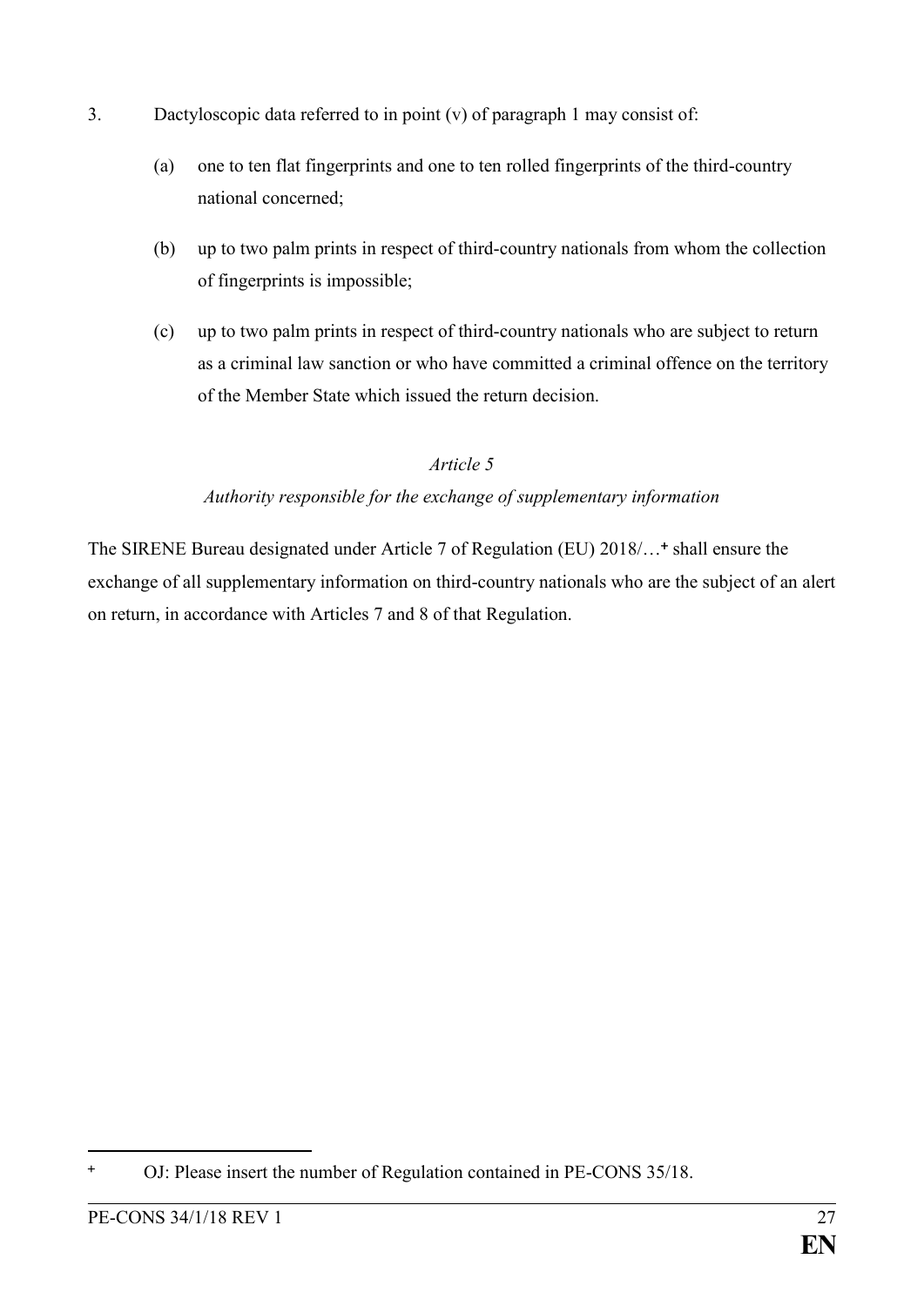3. Dactyloscopic data referred to in point (v) of paragraph 1 may consist of:

   (a) one to ten flat fingerprints and one to ten rolled fingerprints of the third-country national concerned;

   (b) up to two palm prints in respect of third-country nationals from whom the collection of fingerprints is impossible;

   (c) up to two palm prints in respect of third-country nationals who are subject to return as a criminal law sanction or who have committed a criminal offence on the territory of the Member State which issued the return decision.

*Article 5*

*Authority responsible for the exchange of supplementary information*

The SIRENE Bureau designated under Article 7 of Regulation (EU) 2018/…[+] shall ensure the exchange of all supplementary information on third-country nationals who are the subject of an alert on return, in accordance with Articles 7 and 8 of that Regulation.

---

[+] OJ: Please insert the number of Regulation contained in PE-CONS 35/18.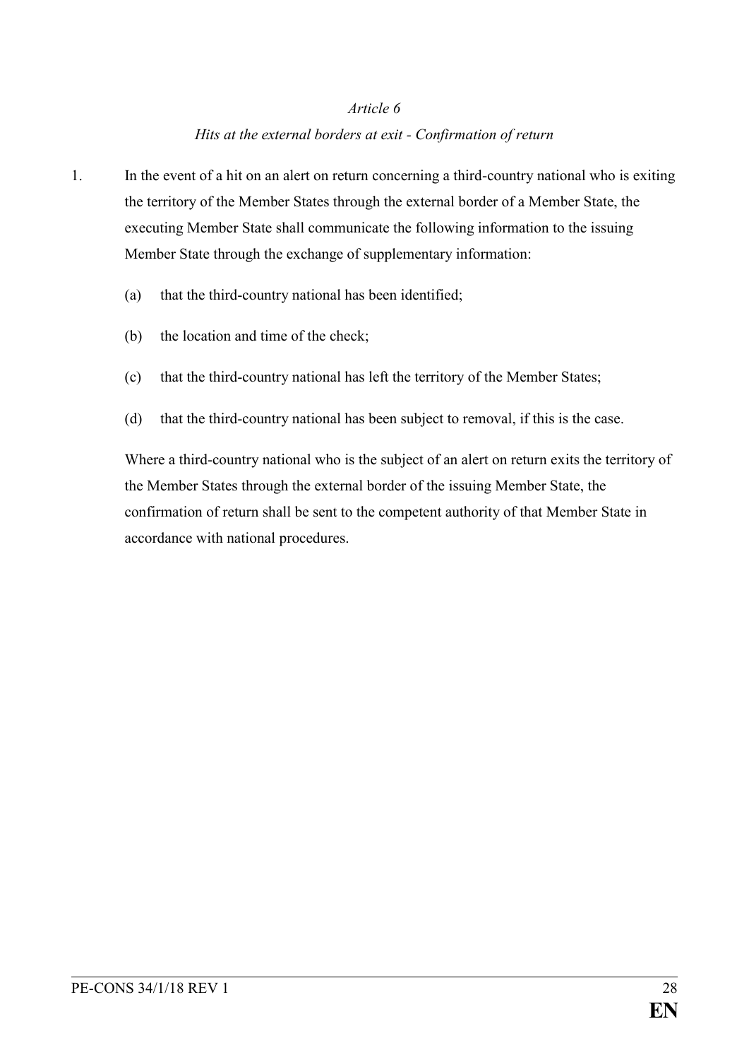*Article 6*

*Hits at the external borders at exit - Confirmation of return*

1. In the event of a hit on an alert on return concerning a third-country national who is exiting the territory of the Member States through the external border of a Member State, the executing Member State shall communicate the following information to the issuing Member State through the exchange of supplementary information:

   (a) that the third-country national has been identified;

   (b) the location and time of the check;

   (c) that the third-country national has left the territory of the Member States;

   (d) that the third-country national has been subject to removal, if this is the case.

   Where a third-country national who is the subject of an alert on return exits the territory of the Member States through the external border of the issuing Member State, the confirmation of return shall be sent to the competent authority of that Member State in accordance with national procedures.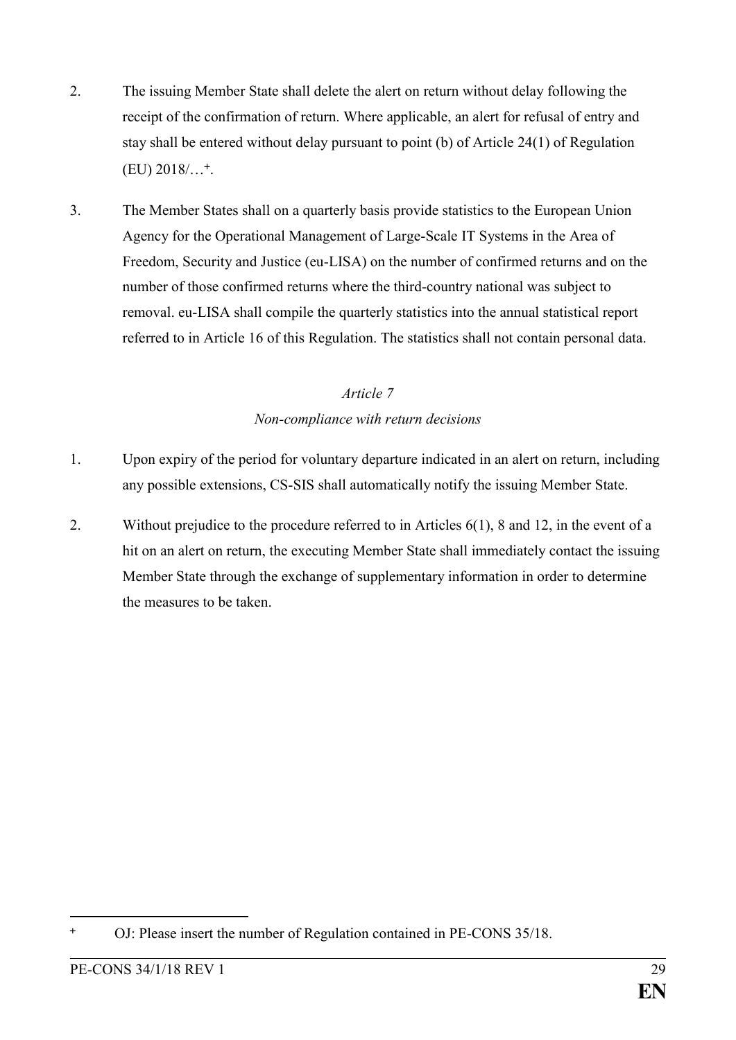2. The issuing Member State shall delete the alert on return without delay following the receipt of the confirmation of return. Where applicable, an alert for refusal of entry and stay shall be entered without delay pursuant to point (b) of Article 24(1) of Regulation (EU) 2018/…[+].

3. The Member States shall on a quarterly basis provide statistics to the European Union Agency for the Operational Management of Large-Scale IT Systems in the Area of Freedom, Security and Justice (eu-LISA) on the number of confirmed returns and on the number of those confirmed returns where the third-country national was subject to removal. eu-LISA shall compile the quarterly statistics into the annual statistical report referred to in Article 16 of this Regulation. The statistics shall not contain personal data.

*Article 7*

*Non-compliance with return decisions*

1. Upon expiry of the period for voluntary departure indicated in an alert on return, including any possible extensions, CS-SIS shall automatically notify the issuing Member State.

2. Without prejudice to the procedure referred to in Articles 6(1), 8 and 12, in the event of a hit on an alert on return, the executing Member State shall immediately contact the issuing Member State through the exchange of supplementary information in order to determine the measures to be taken.

---

[+] OJ: Please insert the number of Regulation contained in PE-CONS 35/18.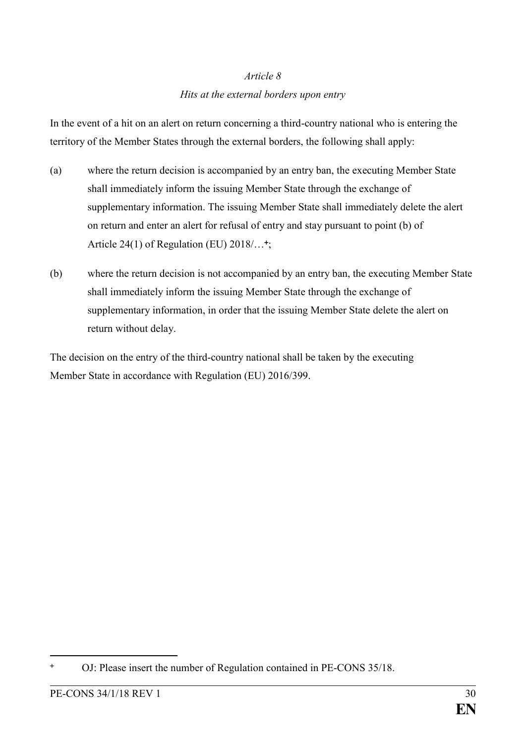*Article 8*

*Hits at the external borders upon entry*

In the event of a hit on an alert on return concerning a third-country national who is entering the territory of the Member States through the external borders, the following shall apply:

(a) where the return decision is accompanied by an entry ban, the executing Member State shall immediately inform the issuing Member State through the exchange of supplementary information. The issuing Member State shall immediately delete the alert on return and enter an alert for refusal of entry and stay pursuant to point (b) of Article 24(1) of Regulation (EU) 2018/…[+];

(b) where the return decision is not accompanied by an entry ban, the executing Member State shall immediately inform the issuing Member State through the exchange of supplementary information, in order that the issuing Member State delete the alert on return without delay.

The decision on the entry of the third-country national shall be taken by the executing Member State in accordance with Regulation (EU) 2016/399.

---

[+] OJ: Please insert the number of Regulation contained in PE-CONS 35/18.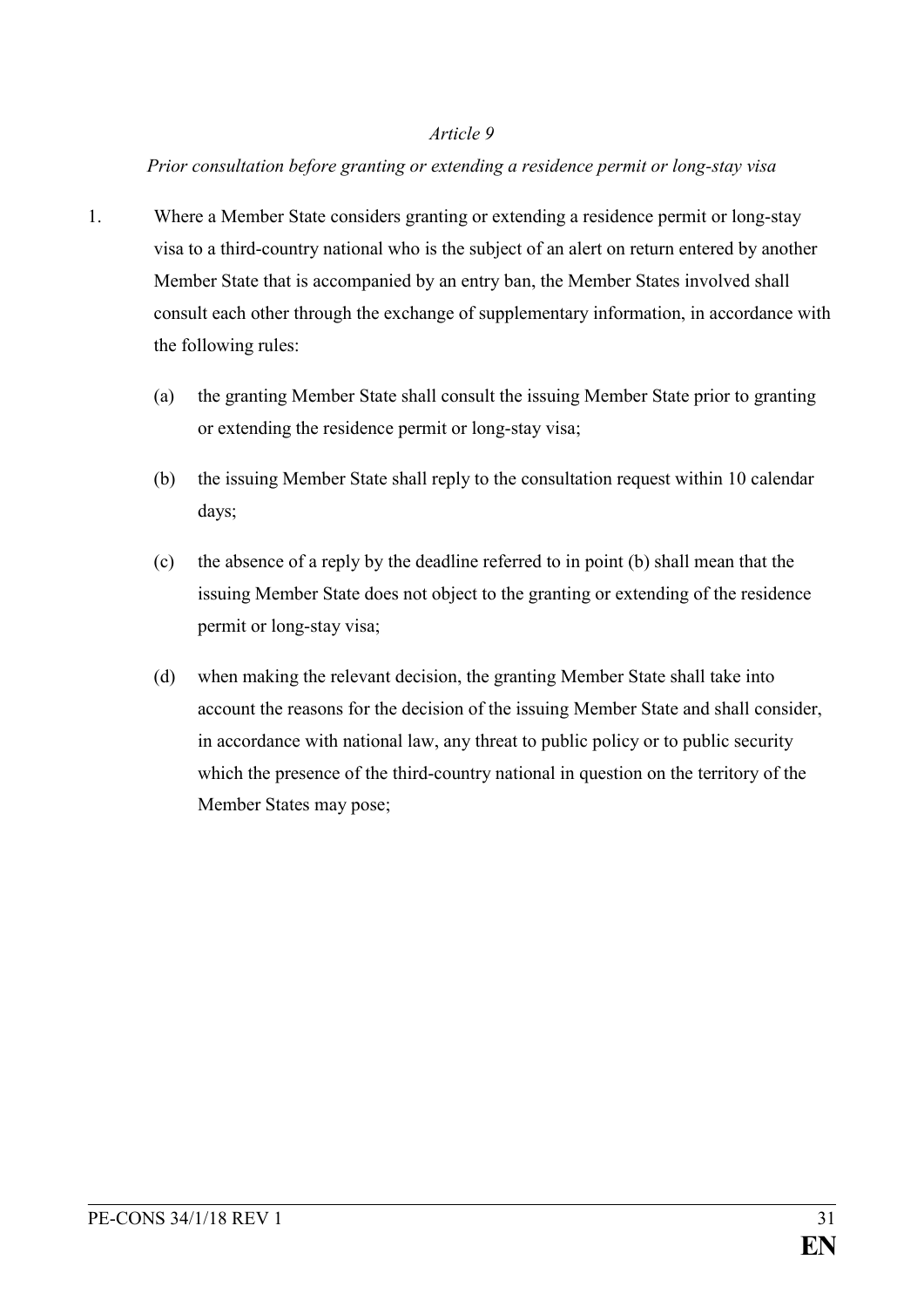*Article 9*

*Prior consultation before granting or extending a residence permit or long-stay visa*

1. Where a Member State considers granting or extending a residence permit or long-stay visa to a third-country national who is the subject of an alert on return entered by another Member State that is accompanied by an entry ban, the Member States involved shall consult each other through the exchange of supplementary information, in accordance with the following rules:

   (a) the granting Member State shall consult the issuing Member State prior to granting or extending the residence permit or long-stay visa;

   (b) the issuing Member State shall reply to the consultation request within 10 calendar days;

   (c) the absence of a reply by the deadline referred to in point (b) shall mean that the issuing Member State does not object to the granting or extending of the residence permit or long-stay visa;

   (d) when making the relevant decision, the granting Member State shall take into account the reasons for the decision of the issuing Member State and shall consider, in accordance with national law, any threat to public policy or to public security which the presence of the third-country national in question on the territory of the Member States may pose;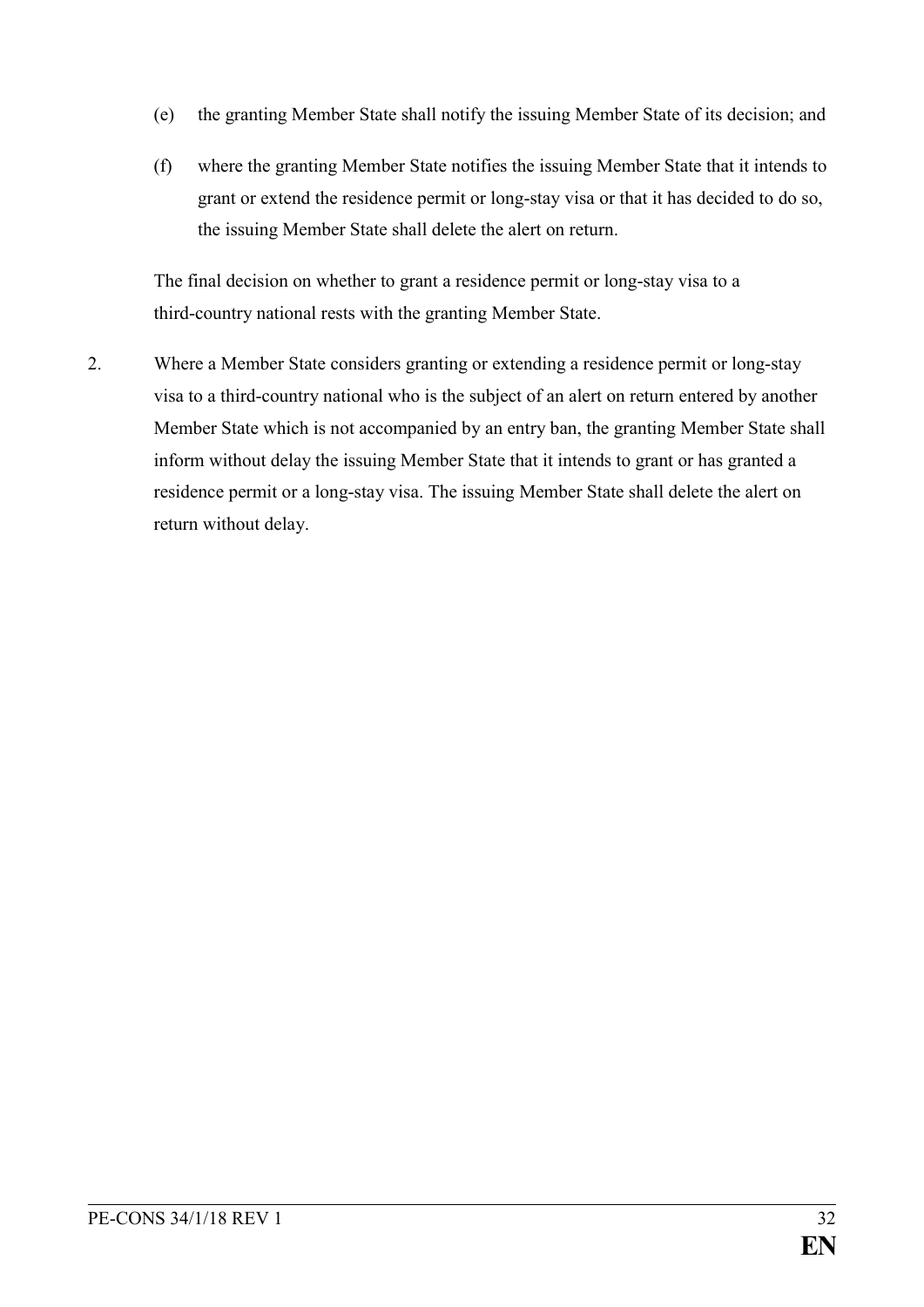(e) the granting Member State shall notify the issuing Member State of its decision; and

(f) where the granting Member State notifies the issuing Member State that it intends to grant or extend the residence permit or long-stay visa or that it has decided to do so, the issuing Member State shall delete the alert on return.

The final decision on whether to grant a residence permit or long-stay visa to a third-country national rests with the granting Member State.

2. Where a Member State considers granting or extending a residence permit or long-stay visa to a third-country national who is the subject of an alert on return entered by another Member State which is not accompanied by an entry ban, the granting Member State shall inform without delay the issuing Member State that it intends to grant or has granted a residence permit or a long-stay visa. The issuing Member State shall delete the alert on return without delay.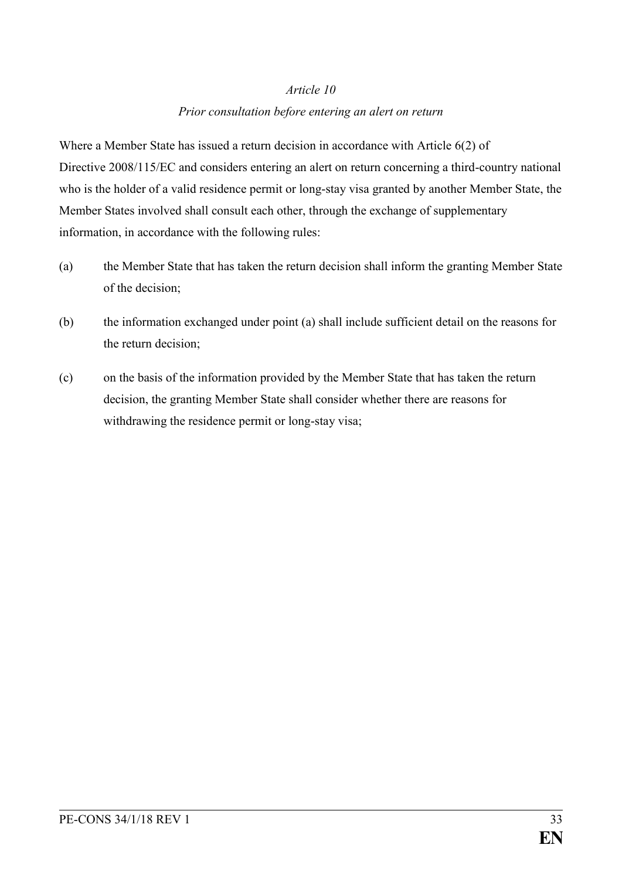*Article 10*

*Prior consultation before entering an alert on return*

Where a Member State has issued a return decision in accordance with Article 6(2) of Directive 2008/115/EC and considers entering an alert on return concerning a third-country national who is the holder of a valid residence permit or long-stay visa granted by another Member State, the Member States involved shall consult each other, through the exchange of supplementary information, in accordance with the following rules:

(a) the Member State that has taken the return decision shall inform the granting Member State of the decision;

(b) the information exchanged under point (a) shall include sufficient detail on the reasons for the return decision;

(c) on the basis of the information provided by the Member State that has taken the return decision, the granting Member State shall consider whether there are reasons for withdrawing the residence permit or long-stay visa;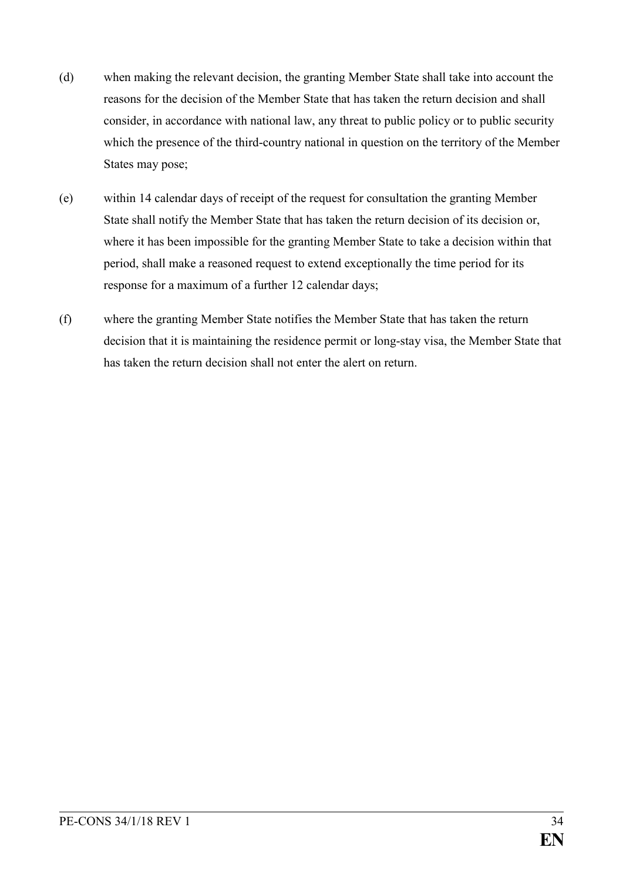(d) when making the relevant decision, the granting Member State shall take into account the reasons for the decision of the Member State that has taken the return decision and shall consider, in accordance with national law, any threat to public policy or to public security which the presence of the third-country national in question on the territory of the Member States may pose;

(e) within 14 calendar days of receipt of the request for consultation the granting Member State shall notify the Member State that has taken the return decision of its decision or, where it has been impossible for the granting Member State to take a decision within that period, shall make a reasoned request to extend exceptionally the time period for its response for a maximum of a further 12 calendar days;

(f) where the granting Member State notifies the Member State that has taken the return decision that it is maintaining the residence permit or long-stay visa, the Member State that has taken the return decision shall not enter the alert on return.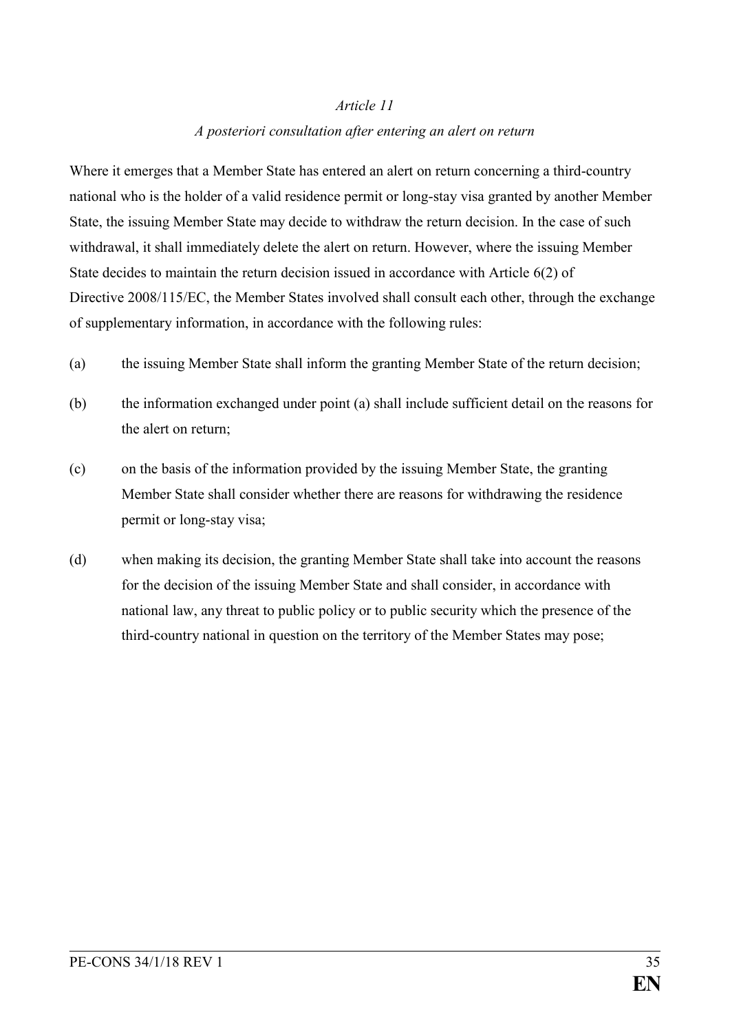*Article 11*

*A posteriori consultation after entering an alert on return*

Where it emerges that a Member State has entered an alert on return concerning a third-country national who is the holder of a valid residence permit or long-stay visa granted by another Member State, the issuing Member State may decide to withdraw the return decision. In the case of such withdrawal, it shall immediately delete the alert on return. However, where the issuing Member State decides to maintain the return decision issued in accordance with Article 6(2) of Directive 2008/115/EC, the Member States involved shall consult each other, through the exchange of supplementary information, in accordance with the following rules:

(a) the issuing Member State shall inform the granting Member State of the return decision;

(b) the information exchanged under point (a) shall include sufficient detail on the reasons for the alert on return;

(c) on the basis of the information provided by the issuing Member State, the granting Member State shall consider whether there are reasons for withdrawing the residence permit or long-stay visa;

(d) when making its decision, the granting Member State shall take into account the reasons for the decision of the issuing Member State and shall consider, in accordance with national law, any threat to public policy or to public security which the presence of the third-country national in question on the territory of the Member States may pose;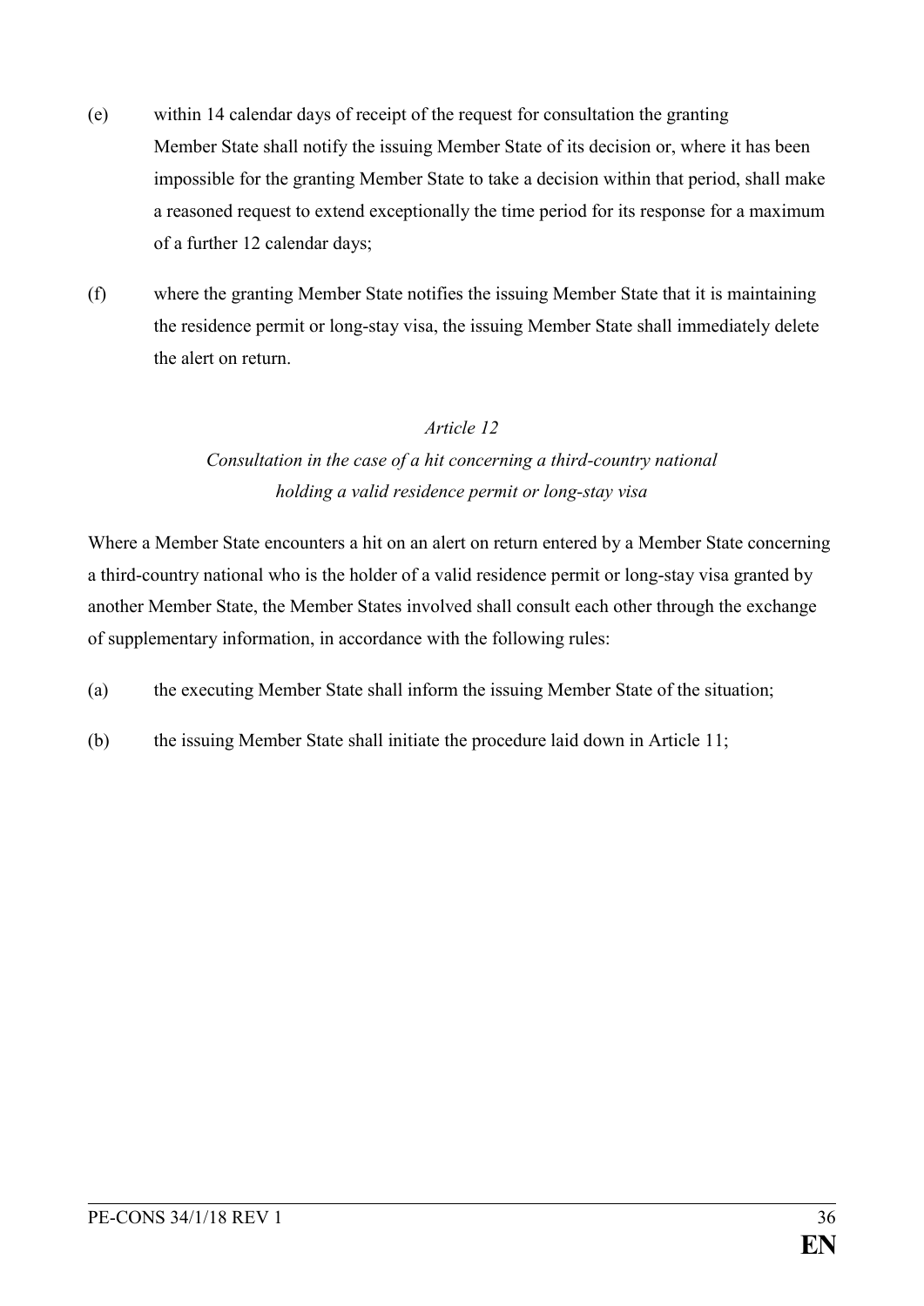(e) within 14 calendar days of receipt of the request for consultation the granting Member State shall notify the issuing Member State of its decision or, where it has been impossible for the granting Member State to take a decision within that period, shall make a reasoned request to extend exceptionally the time period for its response for a maximum of a further 12 calendar days;

(f) where the granting Member State notifies the issuing Member State that it is maintaining the residence permit or long-stay visa, the issuing Member State shall immediately delete the alert on return.

*Article 12*

*Consultation in the case of a hit concerning a third-country national holding a valid residence permit or long-stay visa*

Where a Member State encounters a hit on an alert on return entered by a Member State concerning a third-country national who is the holder of a valid residence permit or long-stay visa granted by another Member State, the Member States involved shall consult each other through the exchange of supplementary information, in accordance with the following rules:

(a) the executing Member State shall inform the issuing Member State of the situation;

(b) the issuing Member State shall initiate the procedure laid down in Article 11;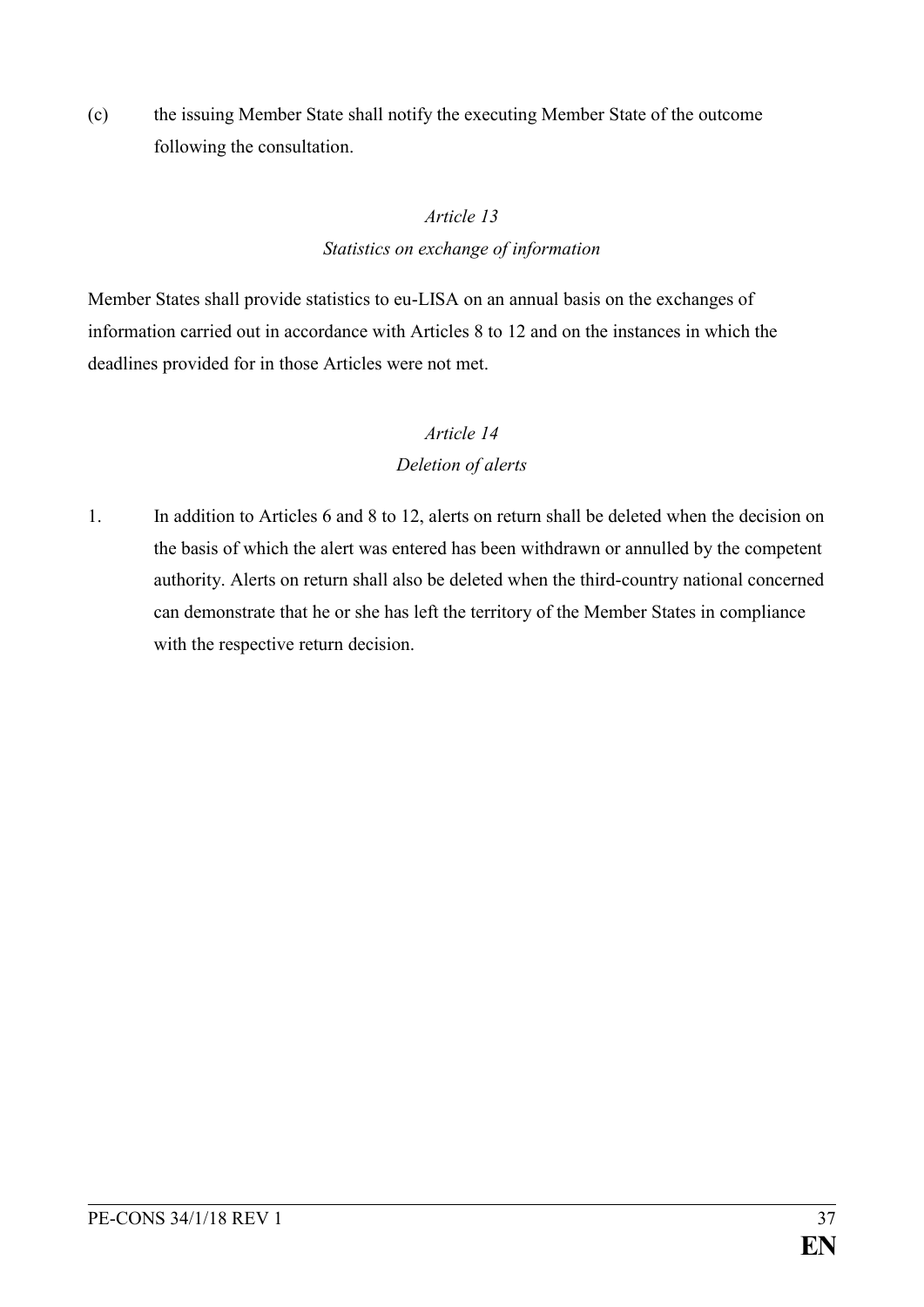(c) the issuing Member State shall notify the executing Member State of the outcome following the consultation.

*Article 13*

*Statistics on exchange of information*

Member States shall provide statistics to eu-LISA on an annual basis on the exchanges of information carried out in accordance with Articles 8 to 12 and on the instances in which the deadlines provided for in those Articles were not met.

*Article 14*

*Deletion of alerts*

1. In addition to Articles 6 and 8 to 12, alerts on return shall be deleted when the decision on the basis of which the alert was entered has been withdrawn or annulled by the competent authority. Alerts on return shall also be deleted when the third-country national concerned can demonstrate that he or she has left the territory of the Member States in compliance with the respective return decision.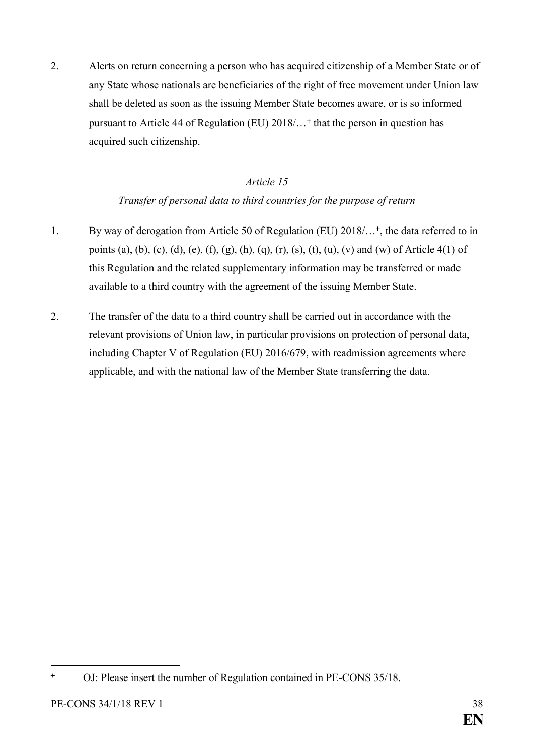2. Alerts on return concerning a person who has acquired citizenship of a Member State or of any State whose nationals are beneficiaries of the right of free movement under Union law shall be deleted as soon as the issuing Member State becomes aware, or is so informed pursuant to Article 44 of Regulation (EU) 2018/…[+] that the person in question has acquired such citizenship.

*Article 15*

*Transfer of personal data to third countries for the purpose of return*

1. By way of derogation from Article 50 of Regulation (EU) 2018/…[+], the data referred to in points (a), (b), (c), (d), (e), (f), (g), (h), (q), (r), (s), (t), (u), (v) and (w) of Article 4(1) of this Regulation and the related supplementary information may be transferred or made available to a third country with the agreement of the issuing Member State.

2. The transfer of the data to a third country shall be carried out in accordance with the relevant provisions of Union law, in particular provisions on protection of personal data, including Chapter V of Regulation (EU) 2016/679, with readmission agreements where applicable, and with the national law of the Member State transferring the data.

---

[+] OJ: Please insert the number of Regulation contained in PE-CONS 35/18.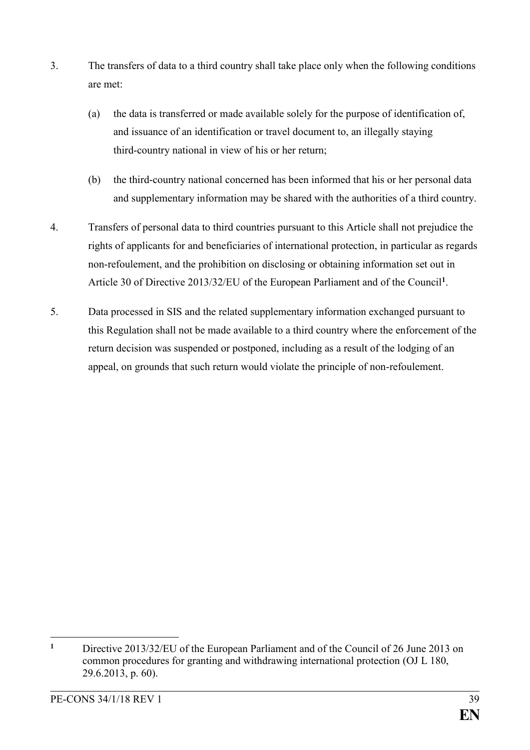3. The transfers of data to a third country shall take place only when the following conditions are met:

   (a) the data is transferred or made available solely for the purpose of identification of, and issuance of an identification or travel document to, an illegally staying third-country national in view of his or her return;

   (b) the third-country national concerned has been informed that his or her personal data and supplementary information may be shared with the authorities of a third country.

4. Transfers of personal data to third countries pursuant to this Article shall not prejudice the rights of applicants for and beneficiaries of international protection, in particular as regards non-refoulement, and the prohibition on disclosing or obtaining information set out in Article 30 of Directive 2013/32/EU of the European Parliament and of the Council[1].

5. Data processed in SIS and the related supplementary information exchanged pursuant to this Regulation shall not be made available to a third country where the enforcement of the return decision was suspended or postponed, including as a result of the lodging of an appeal, on grounds that such return would violate the principle of non-refoulement.

---

[1] Directive 2013/32/EU of the European Parliament and of the Council of 26 June 2013 on common procedures for granting and withdrawing international protection (OJ L 180, 29.6.2013, p. 60).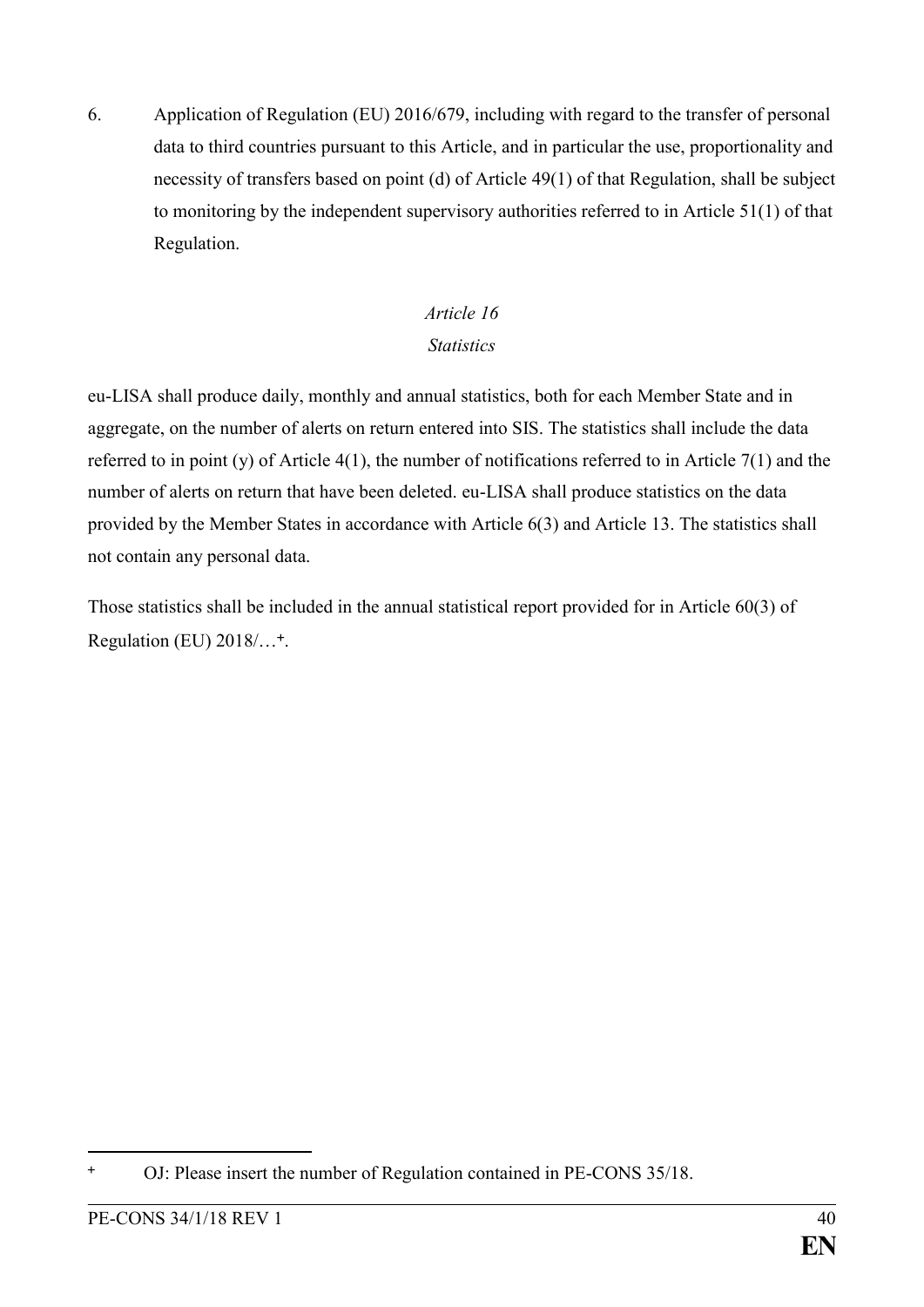6. Application of Regulation (EU) 2016/679, including with regard to the transfer of personal data to third countries pursuant to this Article, and in particular the use, proportionality and necessity of transfers based on point (d) of Article 49(1) of that Regulation, shall be subject to monitoring by the independent supervisory authorities referred to in Article 51(1) of that Regulation.

*Article 16*

*Statistics*

eu-LISA shall produce daily, monthly and annual statistics, both for each Member State and in aggregate, on the number of alerts on return entered into SIS. The statistics shall include the data referred to in point (y) of Article 4(1), the number of notifications referred to in Article 7(1) and the number of alerts on return that have been deleted. eu-LISA shall produce statistics on the data provided by the Member States in accordance with Article 6(3) and Article 13. The statistics shall not contain any personal data.

Those statistics shall be included in the annual statistical report provided for in Article 60(3) of Regulation (EU) 2018/…[+].

---

[+] OJ: Please insert the number of Regulation contained in PE-CONS 35/18.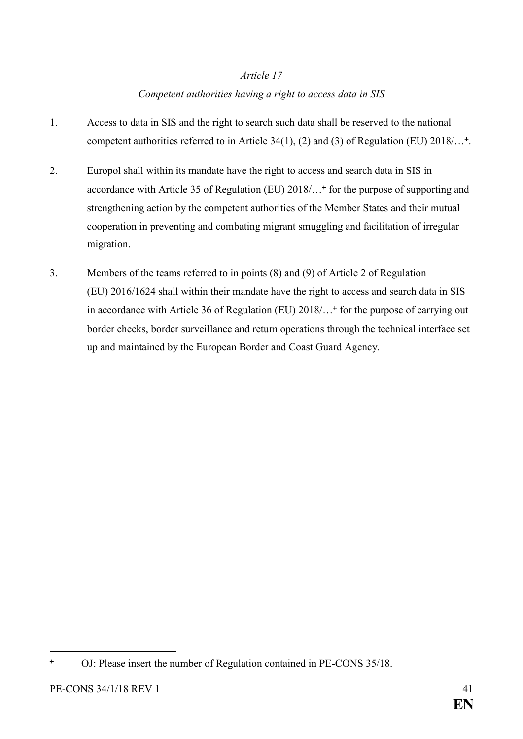*Article 17*

*Competent authorities having a right to access data in SIS*

1. Access to data in SIS and the right to search such data shall be reserved to the national competent authorities referred to in Article 34(1), (2) and (3) of Regulation (EU) 2018/…[+].

2. Europol shall within its mandate have the right to access and search data in SIS in accordance with Article 35 of Regulation (EU) 2018/…[+] for the purpose of supporting and strengthening action by the competent authorities of the Member States and their mutual cooperation in preventing and combating migrant smuggling and facilitation of irregular migration.

3. Members of the teams referred to in points (8) and (9) of Article 2 of Regulation (EU) 2016/1624 shall within their mandate have the right to access and search data in SIS in accordance with Article 36 of Regulation (EU) 2018/…[+] for the purpose of carrying out border checks, border surveillance and return operations through the technical interface set up and maintained by the European Border and Coast Guard Agency.

---

[+] OJ: Please insert the number of Regulation contained in PE-CONS 35/18.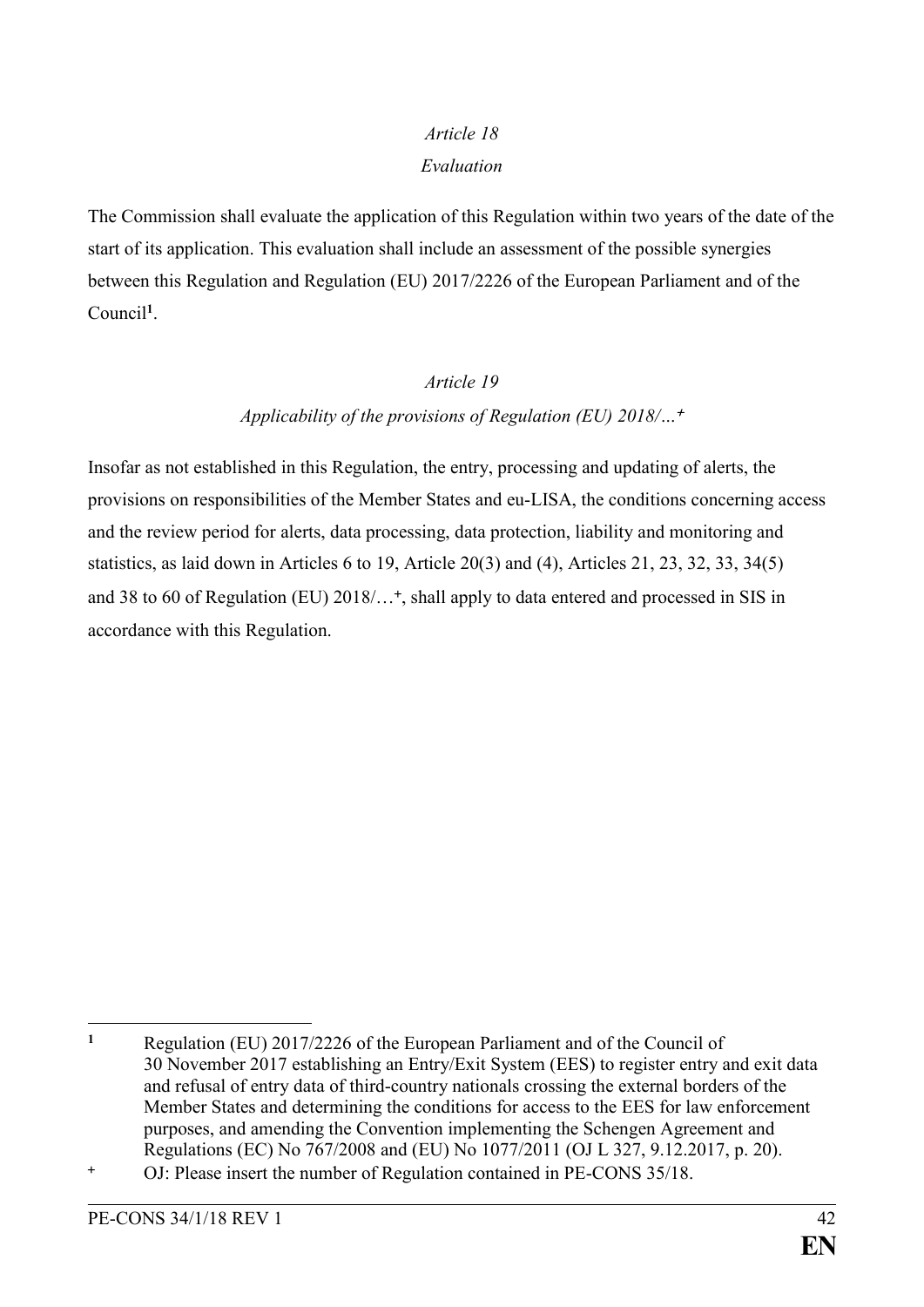*Article 18*

*Evaluation*

The Commission shall evaluate the application of this Regulation within two years of the date of the start of its application. This evaluation shall include an assessment of the possible synergies between this Regulation and Regulation (EU) 2017/2226 of the European Parliament and of the Council[1].

*Article 19*

*Applicability of the provisions of Regulation (EU) 2018/…[+]*

Insofar as not established in this Regulation, the entry, processing and updating of alerts, the provisions on responsibilities of the Member States and eu-LISA, the conditions concerning access and the review period for alerts, data processing, data protection, liability and monitoring and statistics, as laid down in Articles 6 to 19, Article 20(3) and (4), Articles 21, 23, 32, 33, 34(5) and 38 to 60 of Regulation (EU) 2018/…[+], shall apply to data entered and processed in SIS in accordance with this Regulation.

---

[1] Regulation (EU) 2017/2226 of the European Parliament and of the Council of 30 November 2017 establishing an Entry/Exit System (EES) to register entry and exit data and refusal of entry data of third-country nationals crossing the external borders of the Member States and determining the conditions for access to the EES for law enforcement purposes, and amending the Convention implementing the Schengen Agreement and Regulations (EC) No 767/2008 and (EU) No 1077/2011 (OJ L 327, 9.12.2017, p. 20).

[+] OJ: Please insert the number of Regulation contained in PE-CONS 35/18.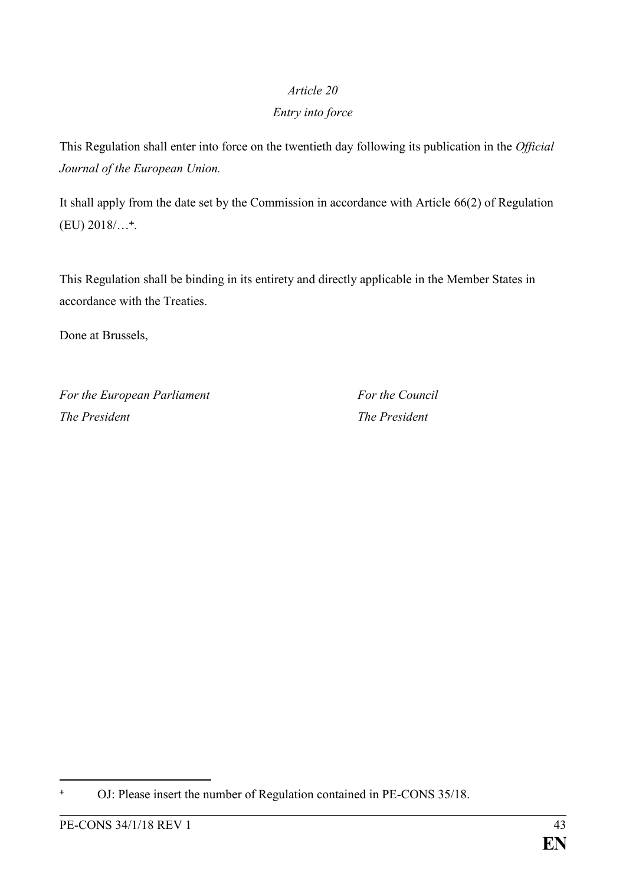*Article 20*

*Entry into force*

This Regulation shall enter into force on the twentieth day following its publication in the *Official Journal of the European Union.*

It shall apply from the date set by the Commission in accordance with Article 66(2) of Regulation (EU) 2018/…[+].

This Regulation shall be binding in its entirety and directly applicable in the Member States in accordance with the Treaties.

Done at Brussels,

*For the European Parliament*
*The President*

*For the Council*
*The President*

[+] OJ: Please insert the number of Regulation contained in PE-CONS 35/18.